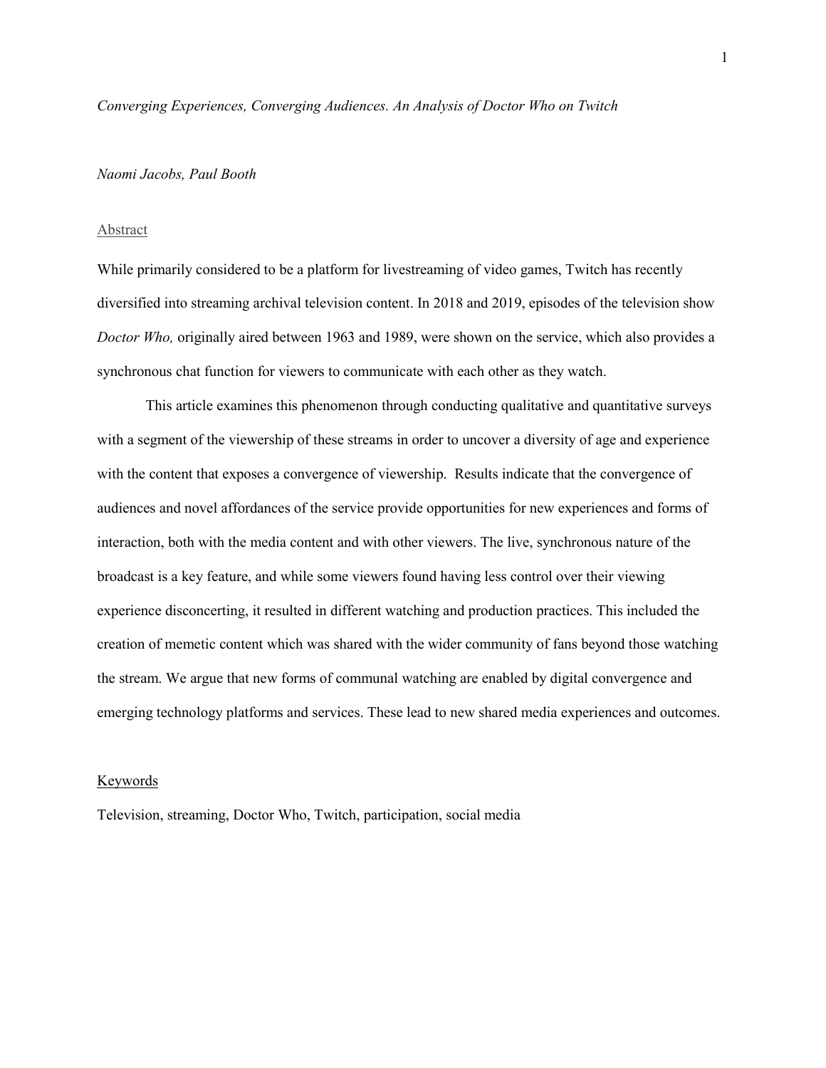*Converging Experiences, Converging Audiences. An Analysis of Doctor Who on Twitch*

*Naomi Jacobs, Paul Booth*

## Abstract

While primarily considered to be a platform for livestreaming of video games, Twitch has recently diversified into streaming archival television content. In 2018 and 2019, episodes of the television show *Doctor Who,* originally aired between 1963 and 1989, were shown on the service, which also provides a synchronous chat function for viewers to communicate with each other as they watch.

This article examines this phenomenon through conducting qualitative and quantitative surveys with a segment of the viewership of these streams in order to uncover a diversity of age and experience with the content that exposes a convergence of viewership. Results indicate that the convergence of audiences and novel affordances of the service provide opportunities for new experiences and forms of interaction, both with the media content and with other viewers. The live, synchronous nature of the broadcast is a key feature, and while some viewers found having less control over their viewing experience disconcerting, it resulted in different watching and production practices. This included the creation of memetic content which was shared with the wider community of fans beyond those watching the stream. We argue that new forms of communal watching are enabled by digital convergence and emerging technology platforms and services. These lead to new shared media experiences and outcomes.

## Keywords

Television, streaming, Doctor Who, Twitch, participation, social media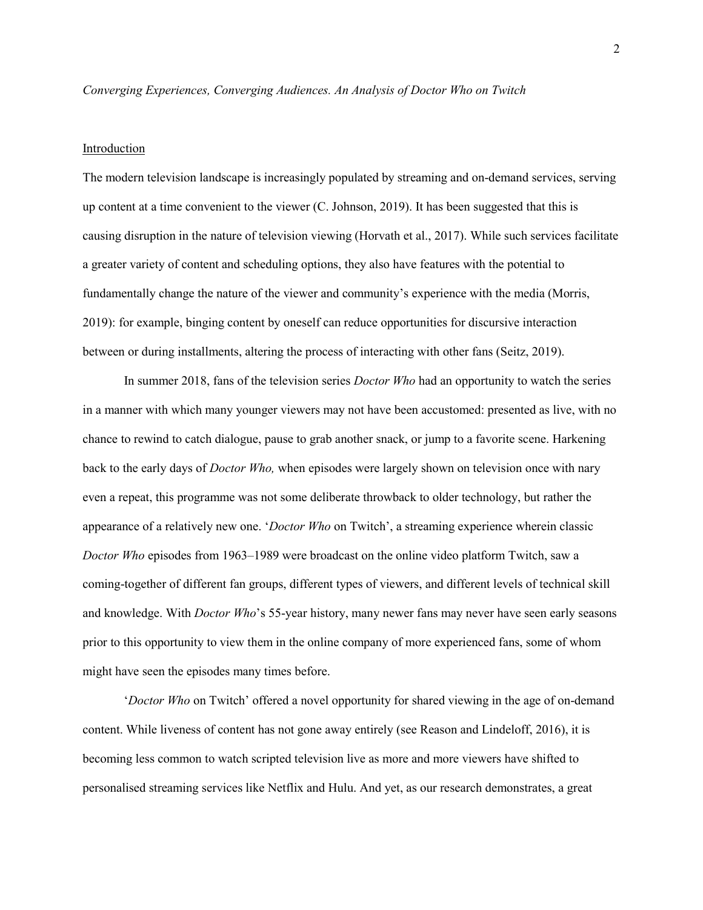*Converging Experiences, Converging Audiences. An Analysis of Doctor Who on Twitch*

## Introduction

The modern television landscape is increasingly populated by streaming and on-demand services, serving up content at a time convenient to the viewer (C. Johnson, 2019). It has been suggested that this is causing disruption in the nature of television viewing (Horvath et al., 2017). While such services facilitate a greater variety of content and scheduling options, they also have features with the potential to fundamentally change the nature of the viewer and community's experience with the media (Morris, 2019): for example, binging content by oneself can reduce opportunities for discursive interaction between or during installments, altering the process of interacting with other fans (Seitz, 2019).

In summer 2018, fans of the television series *Doctor Who* had an opportunity to watch the series in a manner with which many younger viewers may not have been accustomed: presented as live, with no chance to rewind to catch dialogue, pause to grab another snack, or jump to a favorite scene. Harkening back to the early days of *Doctor Who,* when episodes were largely shown on television once with nary even a repeat, this programme was not some deliberate throwback to older technology, but rather the appearance of a relatively new one. '*Doctor Who* on Twitch', a streaming experience wherein classic *Doctor Who* episodes from 1963–1989 were broadcast on the online video platform Twitch, saw a coming-together of different fan groups, different types of viewers, and different levels of technical skill and knowledge. With *Doctor Who*'s 55-year history, many newer fans may never have seen early seasons prior to this opportunity to view them in the online company of more experienced fans, some of whom might have seen the episodes many times before.

'*Doctor Who* on Twitch' offered a novel opportunity for shared viewing in the age of on-demand content. While liveness of content has not gone away entirely (see Reason and Lindeloff, 2016), it is becoming less common to watch scripted television live as more and more viewers have shifted to personalised streaming services like Netflix and Hulu. And yet, as our research demonstrates, a great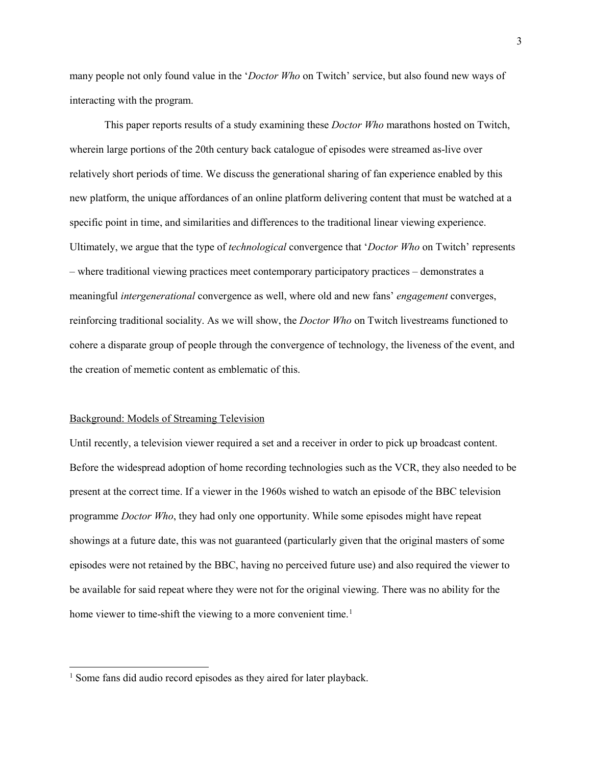many people not only found value in the '*Doctor Who* on Twitch' service, but also found new ways of interacting with the program.

This paper reports results of a study examining these *Doctor Who* marathons hosted on Twitch, wherein large portions of the 20th century back catalogue of episodes were streamed as-live over relatively short periods of time. We discuss the generational sharing of fan experience enabled by this new platform, the unique affordances of an online platform delivering content that must be watched at a specific point in time, and similarities and differences to the traditional linear viewing experience. Ultimately, we argue that the type of *technological* convergence that '*Doctor Who* on Twitch' represents – where traditional viewing practices meet contemporary participatory practices – demonstrates a meaningful *intergenerational* convergence as well, where old and new fans' *engagement* converges, reinforcing traditional sociality. As we will show, the *Doctor Who* on Twitch livestreams functioned to cohere a disparate group of people through the convergence of technology, the liveness of the event, and the creation of memetic content as emblematic of this.

## Background: Models of Streaming Television

Until recently, a television viewer required a set and a receiver in order to pick up broadcast content. Before the widespread adoption of home recording technologies such as the VCR, they also needed to be present at the correct time. If a viewer in the 1960s wished to watch an episode of the BBC television programme *Doctor Who*, they had only one opportunity. While some episodes might have repeat showings at a future date, this was not guaranteed (particularly given that the original masters of some episodes were not retained by the BBC, having no perceived future use) and also required the viewer to be available for said repeat where they were not for the original viewing. There was no ability for the home viewer to time-shift the viewing to a more convenient time.[1]

[1] Some fans did audio record episodes as they aired for later playback.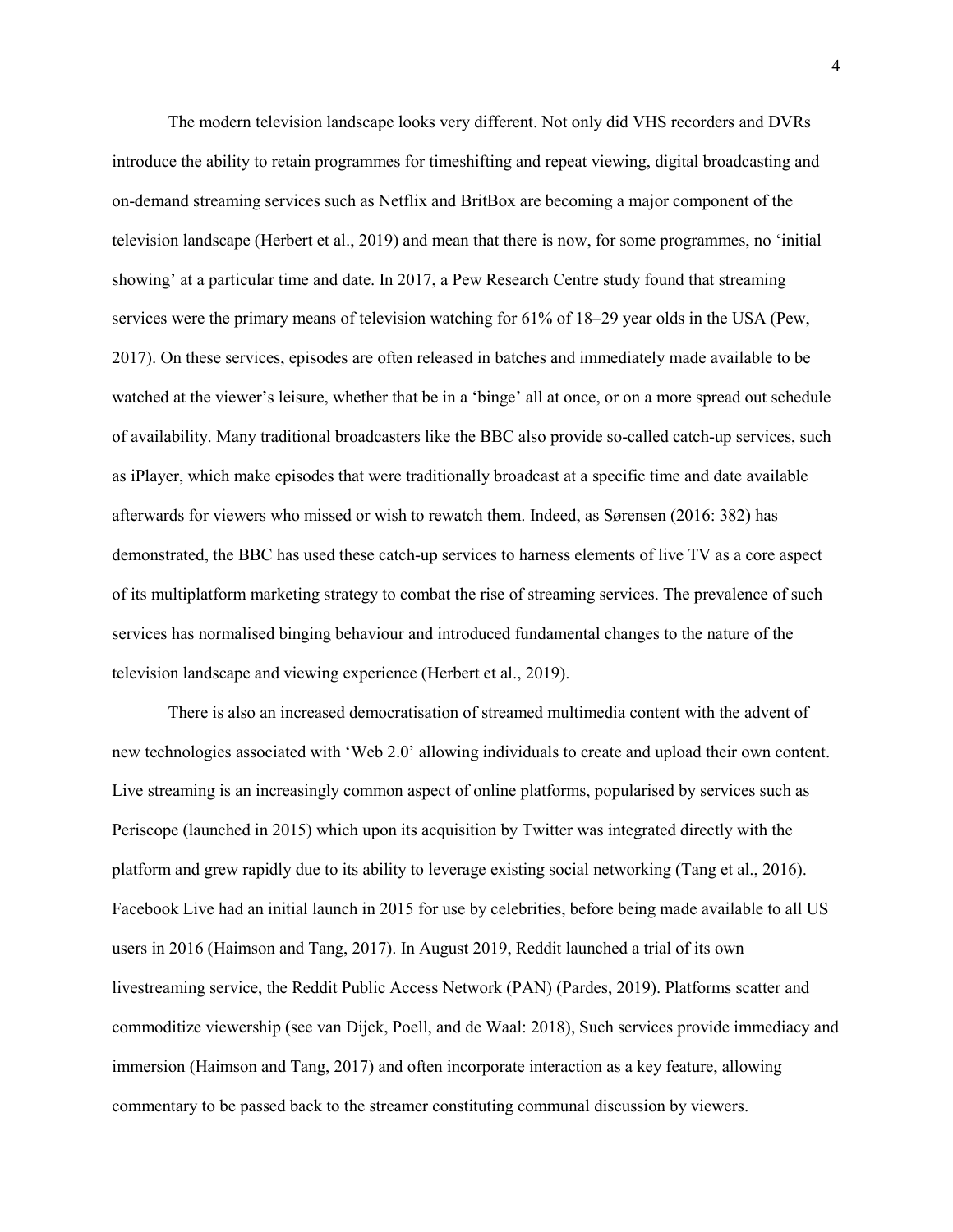The modern television landscape looks very different. Not only did VHS recorders and DVRs introduce the ability to retain programmes for timeshifting and repeat viewing, digital broadcasting and on-demand streaming services such as Netflix and BritBox are becoming a major component of the television landscape (Herbert et al., 2019) and mean that there is now, for some programmes, no 'initial showing' at a particular time and date. In 2017, a Pew Research Centre study found that streaming services were the primary means of television watching for 61% of 18–29 year olds in the USA (Pew, 2017). On these services, episodes are often released in batches and immediately made available to be watched at the viewer's leisure, whether that be in a 'binge' all at once, or on a more spread out schedule of availability. Many traditional broadcasters like the BBC also provide so-called catch-up services, such as iPlayer, which make episodes that were traditionally broadcast at a specific time and date available afterwards for viewers who missed or wish to rewatch them. Indeed, as Sørensen (2016: 382) has demonstrated, the BBC has used these catch-up services to harness elements of live TV as a core aspect of its multiplatform marketing strategy to combat the rise of streaming services. The prevalence of such services has normalised binging behaviour and introduced fundamental changes to the nature of the television landscape and viewing experience (Herbert et al., 2019).

There is also an increased democratisation of streamed multimedia content with the advent of new technologies associated with 'Web 2.0' allowing individuals to create and upload their own content. Live streaming is an increasingly common aspect of online platforms, popularised by services such as Periscope (launched in 2015) which upon its acquisition by Twitter was integrated directly with the platform and grew rapidly due to its ability to leverage existing social networking (Tang et al., 2016). Facebook Live had an initial launch in 2015 for use by celebrities, before being made available to all US users in 2016 (Haimson and Tang, 2017). In August 2019, Reddit launched a trial of its own livestreaming service, the Reddit Public Access Network (PAN) (Pardes, 2019). Platforms scatter and commoditize viewership (see van Dijck, Poell, and de Waal: 2018), Such services provide immediacy and immersion (Haimson and Tang, 2017) and often incorporate interaction as a key feature, allowing commentary to be passed back to the streamer constituting communal discussion by viewers.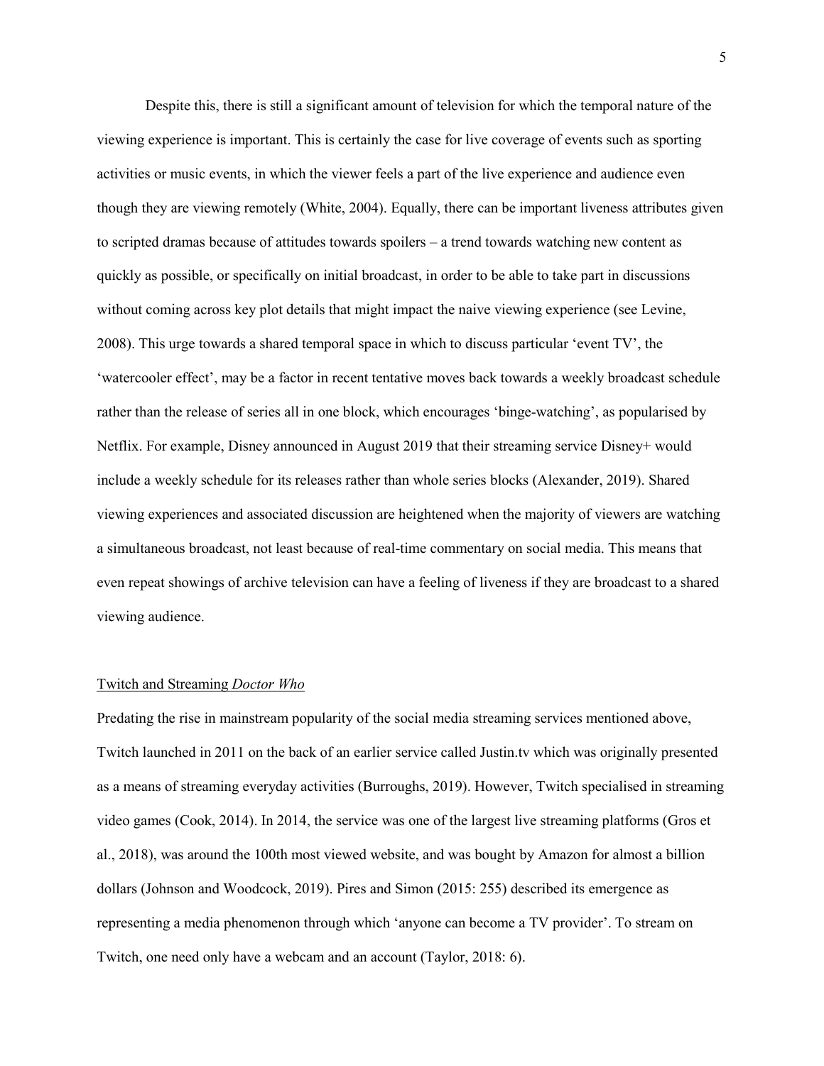Despite this, there is still a significant amount of television for which the temporal nature of the viewing experience is important. This is certainly the case for live coverage of events such as sporting activities or music events, in which the viewer feels a part of the live experience and audience even though they are viewing remotely (White, 2004). Equally, there can be important liveness attributes given to scripted dramas because of attitudes towards spoilers – a trend towards watching new content as quickly as possible, or specifically on initial broadcast, in order to be able to take part in discussions without coming across key plot details that might impact the naive viewing experience (see Levine, 2008). This urge towards a shared temporal space in which to discuss particular 'event TV', the 'watercooler effect', may be a factor in recent tentative moves back towards a weekly broadcast schedule rather than the release of series all in one block, which encourages 'binge-watching', as popularised by Netflix. For example, Disney announced in August 2019 that their streaming service Disney+ would include a weekly schedule for its releases rather than whole series blocks (Alexander, 2019). Shared viewing experiences and associated discussion are heightened when the majority of viewers are watching a simultaneous broadcast, not least because of real-time commentary on social media. This means that even repeat showings of archive television can have a feeling of liveness if they are broadcast to a shared viewing audience.

## Twitch and Streaming *Doctor Who*

Predating the rise in mainstream popularity of the social media streaming services mentioned above, Twitch launched in 2011 on the back of an earlier service called Justin.tv which was originally presented as a means of streaming everyday activities (Burroughs, 2019). However, Twitch specialised in streaming video games (Cook, 2014). In 2014, the service was one of the largest live streaming platforms (Gros et al., 2018), was around the 100th most viewed website, and was bought by Amazon for almost a billion dollars (Johnson and Woodcock, 2019). Pires and Simon (2015: 255) described its emergence as representing a media phenomenon through which 'anyone can become a TV provider'. To stream on Twitch, one need only have a webcam and an account (Taylor, 2018: 6).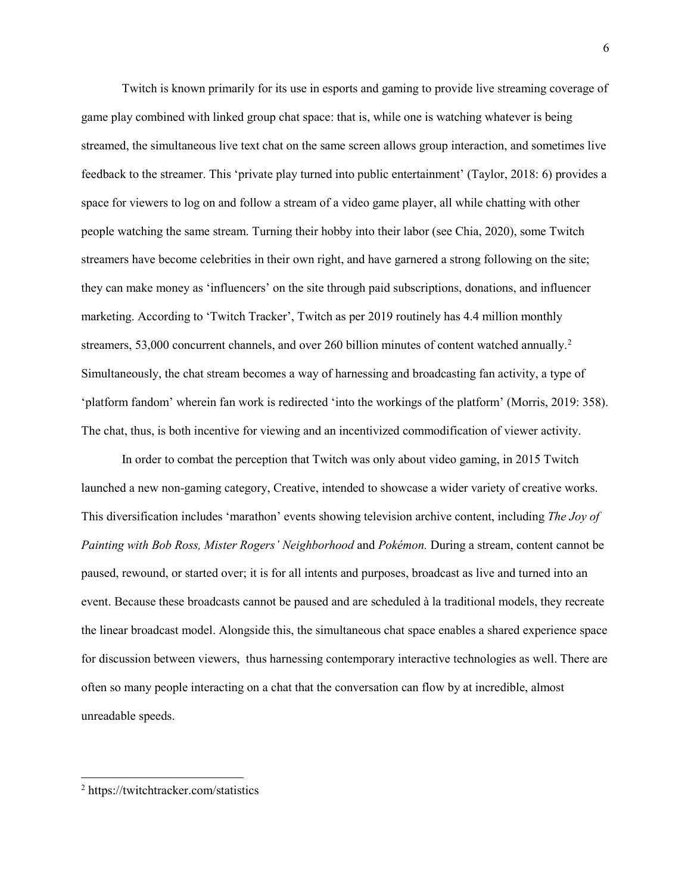Twitch is known primarily for its use in esports and gaming to provide live streaming coverage of game play combined with linked group chat space: that is, while one is watching whatever is being streamed, the simultaneous live text chat on the same screen allows group interaction, and sometimes live feedback to the streamer. This 'private play turned into public entertainment' (Taylor, 2018: 6) provides a space for viewers to log on and follow a stream of a video game player, all while chatting with other people watching the same stream. Turning their hobby into their labor (see Chia, 2020), some Twitch streamers have become celebrities in their own right, and have garnered a strong following on the site; they can make money as 'influencers' on the site through paid subscriptions, donations, and influencer marketing. According to 'Twitch Tracker', Twitch as per 2019 routinely has 4.4 million monthly streamers, 53,000 concurrent channels, and over 260 billion minutes of content watched annually.[2] Simultaneously, the chat stream becomes a way of harnessing and broadcasting fan activity, a type of 'platform fandom' wherein fan work is redirected 'into the workings of the platform' (Morris, 2019: 358). The chat, thus, is both incentive for viewing and an incentivized commodification of viewer activity.

In order to combat the perception that Twitch was only about video gaming, in 2015 Twitch launched a new non-gaming category, Creative, intended to showcase a wider variety of creative works. This diversification includes 'marathon' events showing television archive content, including *The Joy of Painting with Bob Ross, Mister Rogers' Neighborhood* and *Pokémon.* During a stream, content cannot be paused, rewound, or started over; it is for all intents and purposes, broadcast as live and turned into an event. Because these broadcasts cannot be paused and are scheduled à la traditional models, they recreate the linear broadcast model. Alongside this, the simultaneous chat space enables a shared experience space for discussion between viewers,  thus harnessing contemporary interactive technologies as well. There are often so many people interacting on a chat that the conversation can flow by at incredible, almost unreadable speeds.

---

[2] https://twitchtracker.com/statistics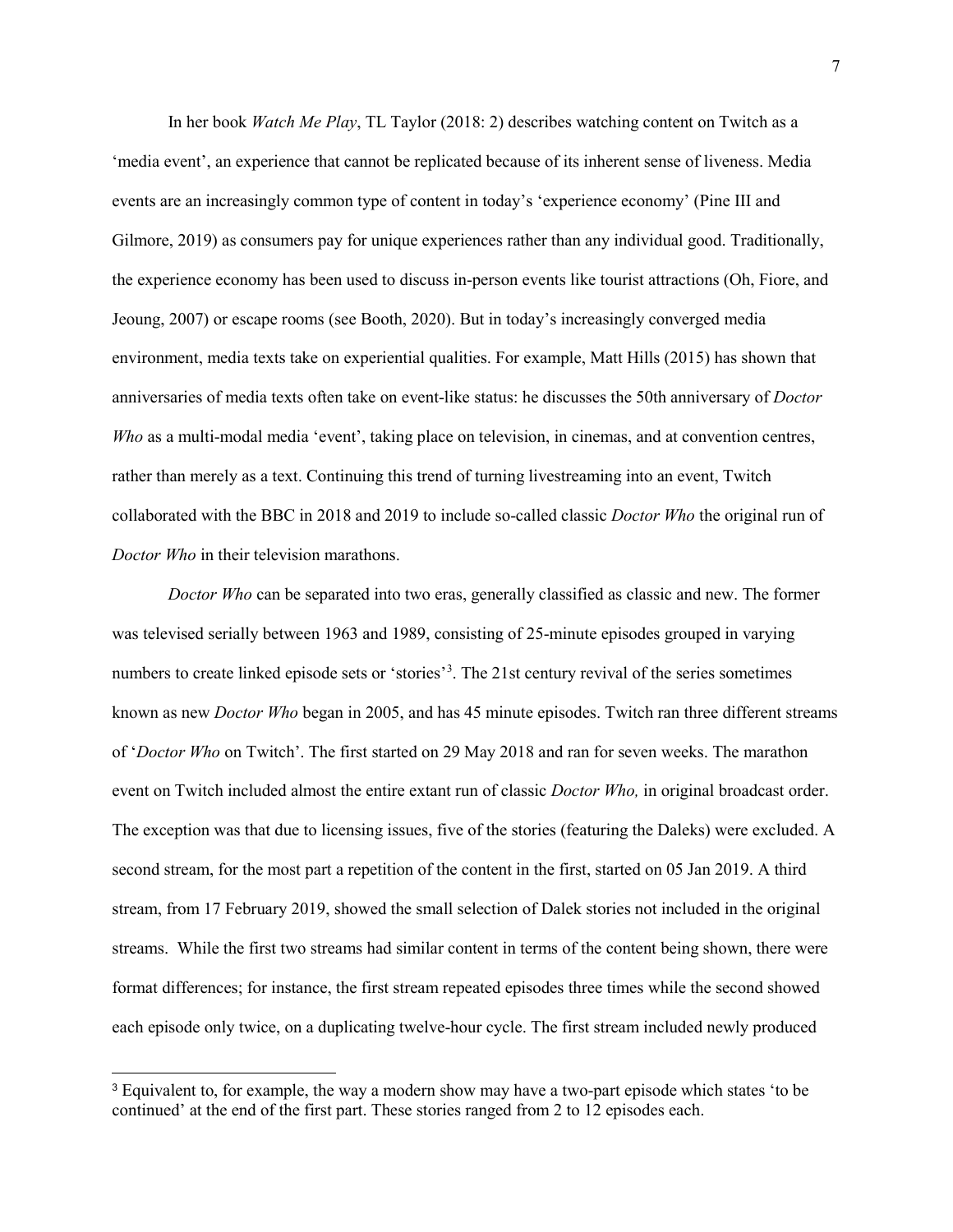In her book *Watch Me Play*, TL Taylor (2018: 2) describes watching content on Twitch as a 'media event', an experience that cannot be replicated because of its inherent sense of liveness. Media events are an increasingly common type of content in today's 'experience economy' (Pine III and Gilmore, 2019) as consumers pay for unique experiences rather than any individual good. Traditionally, the experience economy has been used to discuss in-person events like tourist attractions (Oh, Fiore, and Jeoung, 2007) or escape rooms (see Booth, 2020). But in today's increasingly converged media environment, media texts take on experiential qualities. For example, Matt Hills (2015) has shown that anniversaries of media texts often take on event-like status: he discusses the 50th anniversary of *Doctor Who* as a multi-modal media 'event', taking place on television, in cinemas, and at convention centres, rather than merely as a text. Continuing this trend of turning livestreaming into an event, Twitch collaborated with the BBC in 2018 and 2019 to include so-called classic *Doctor Who* the original run of *Doctor Who* in their television marathons.

*Doctor Who* can be separated into two eras, generally classified as classic and new. The former was televised serially between 1963 and 1989, consisting of 25-minute episodes grouped in varying numbers to create linked episode sets or 'stories'[3]. The 21st century revival of the series sometimes known as new *Doctor Who* began in 2005, and has 45 minute episodes. Twitch ran three different streams of '*Doctor Who* on Twitch'. The first started on 29 May 2018 and ran for seven weeks. The marathon event on Twitch included almost the entire extant run of classic *Doctor Who,* in original broadcast order. The exception was that due to licensing issues, five of the stories (featuring the Daleks) were excluded. A second stream, for the most part a repetition of the content in the first, started on 05 Jan 2019. A third stream, from 17 February 2019, showed the small selection of Dalek stories not included in the original streams. While the first two streams had similar content in terms of the content being shown, there were format differences; for instance, the first stream repeated episodes three times while the second showed each episode only twice, on a duplicating twelve-hour cycle. The first stream included newly produced

[3] Equivalent to, for example, the way a modern show may have a two-part episode which states 'to be continued' at the end of the first part. These stories ranged from 2 to 12 episodes each.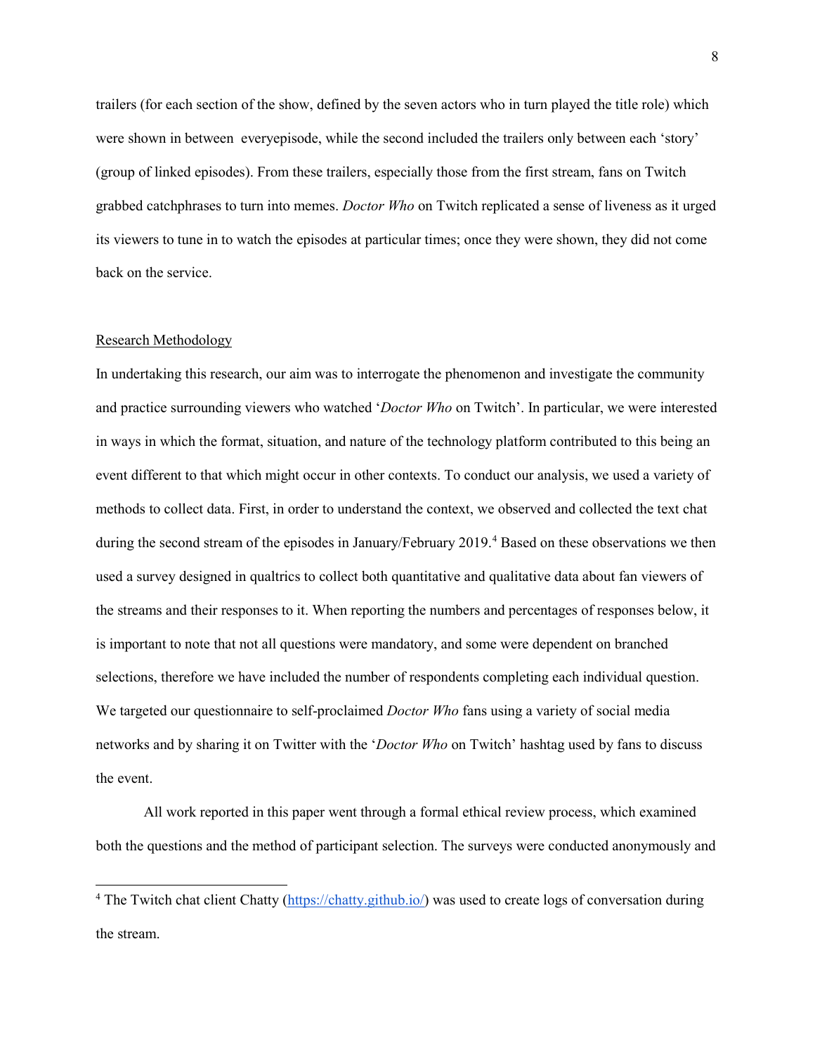trailers (for each section of the show, defined by the seven actors who in turn played the title role) which were shown in between everyepisode, while the second included the trailers only between each 'story' (group of linked episodes). From these trailers, especially those from the first stream, fans on Twitch grabbed catchphrases to turn into memes. *Doctor Who* on Twitch replicated a sense of liveness as it urged its viewers to tune in to watch the episodes at particular times; once they were shown, they did not come back on the service.

## Research Methodology

In undertaking this research, our aim was to interrogate the phenomenon and investigate the community and practice surrounding viewers who watched '*Doctor Who* on Twitch'. In particular, we were interested in ways in which the format, situation, and nature of the technology platform contributed to this being an event different to that which might occur in other contexts. To conduct our analysis, we used a variety of methods to collect data. First, in order to understand the context, we observed and collected the text chat during the second stream of the episodes in January/February 2019.[4] Based on these observations we then used a survey designed in qualtrics to collect both quantitative and qualitative data about fan viewers of the streams and their responses to it. When reporting the numbers and percentages of responses below, it is important to note that not all questions were mandatory, and some were dependent on branched selections, therefore we have included the number of respondents completing each individual question. We targeted our questionnaire to self-proclaimed *Doctor Who* fans using a variety of social media networks and by sharing it on Twitter with the '*Doctor Who* on Twitch' hashtag used by fans to discuss the event.

All work reported in this paper went through a formal ethical review process, which examined both the questions and the method of participant selection. The surveys were conducted anonymously and

[4] The Twitch chat client Chatty (https://chatty.github.io/) was used to create logs of conversation during the stream.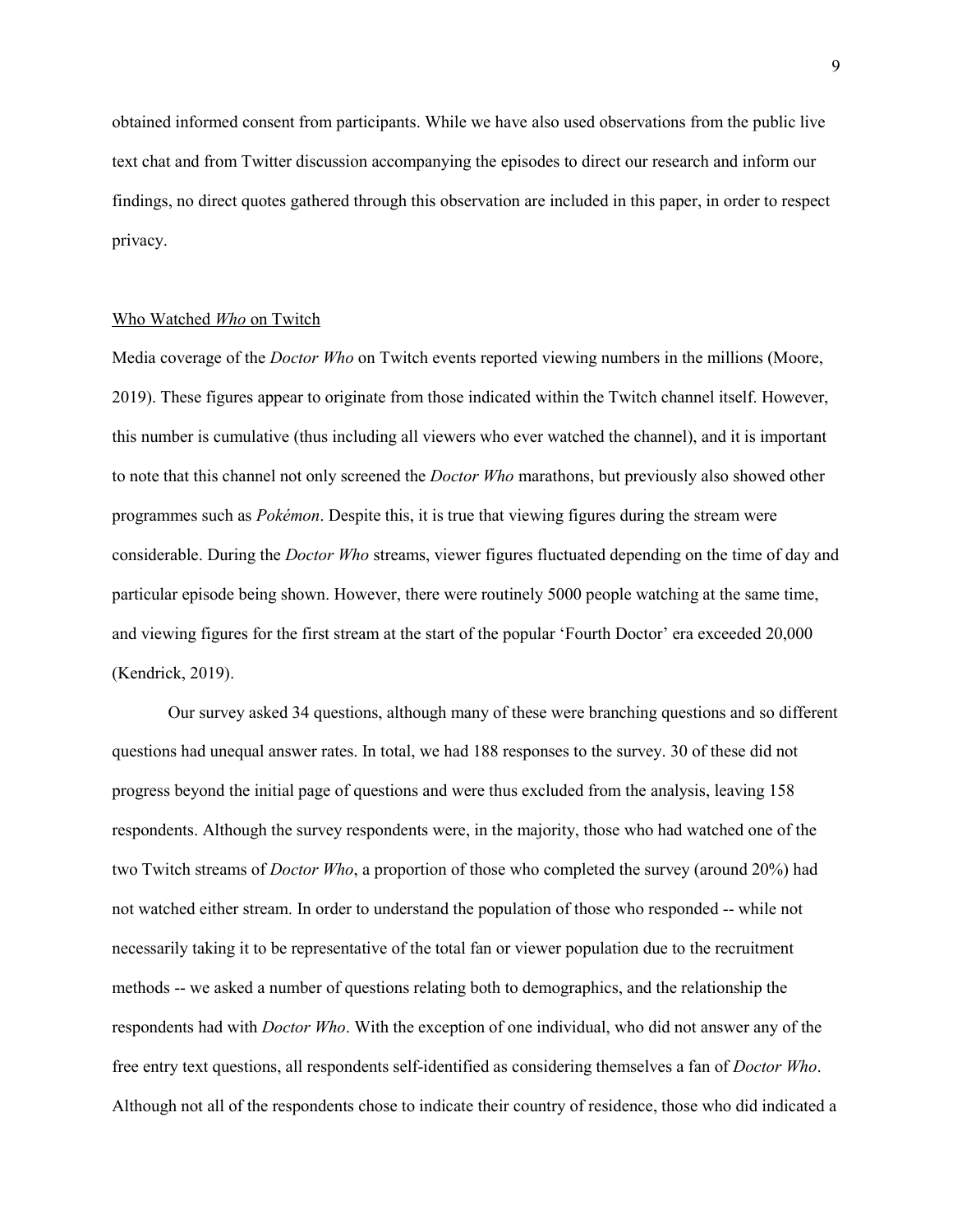obtained informed consent from participants. While we have also used observations from the public live text chat and from Twitter discussion accompanying the episodes to direct our research and inform our findings, no direct quotes gathered through this observation are included in this paper, in order to respect privacy.

## Who Watched *Who* on Twitch

Media coverage of the *Doctor Who* on Twitch events reported viewing numbers in the millions (Moore, 2019). These figures appear to originate from those indicated within the Twitch channel itself. However, this number is cumulative (thus including all viewers who ever watched the channel), and it is important to note that this channel not only screened the *Doctor Who* marathons, but previously also showed other programmes such as *Pokémon*. Despite this, it is true that viewing figures during the stream were considerable. During the *Doctor Who* streams, viewer figures fluctuated depending on the time of day and particular episode being shown. However, there were routinely 5000 people watching at the same time, and viewing figures for the first stream at the start of the popular 'Fourth Doctor' era exceeded 20,000 (Kendrick, 2019).

Our survey asked 34 questions, although many of these were branching questions and so different questions had unequal answer rates. In total, we had 188 responses to the survey. 30 of these did not progress beyond the initial page of questions and were thus excluded from the analysis, leaving 158 respondents. Although the survey respondents were, in the majority, those who had watched one of the two Twitch streams of *Doctor Who*, a proportion of those who completed the survey (around 20%) had not watched either stream. In order to understand the population of those who responded -- while not necessarily taking it to be representative of the total fan or viewer population due to the recruitment methods -- we asked a number of questions relating both to demographics, and the relationship the respondents had with *Doctor Who*. With the exception of one individual, who did not answer any of the free entry text questions, all respondents self-identified as considering themselves a fan of *Doctor Who*. Although not all of the respondents chose to indicate their country of residence, those who did indicated a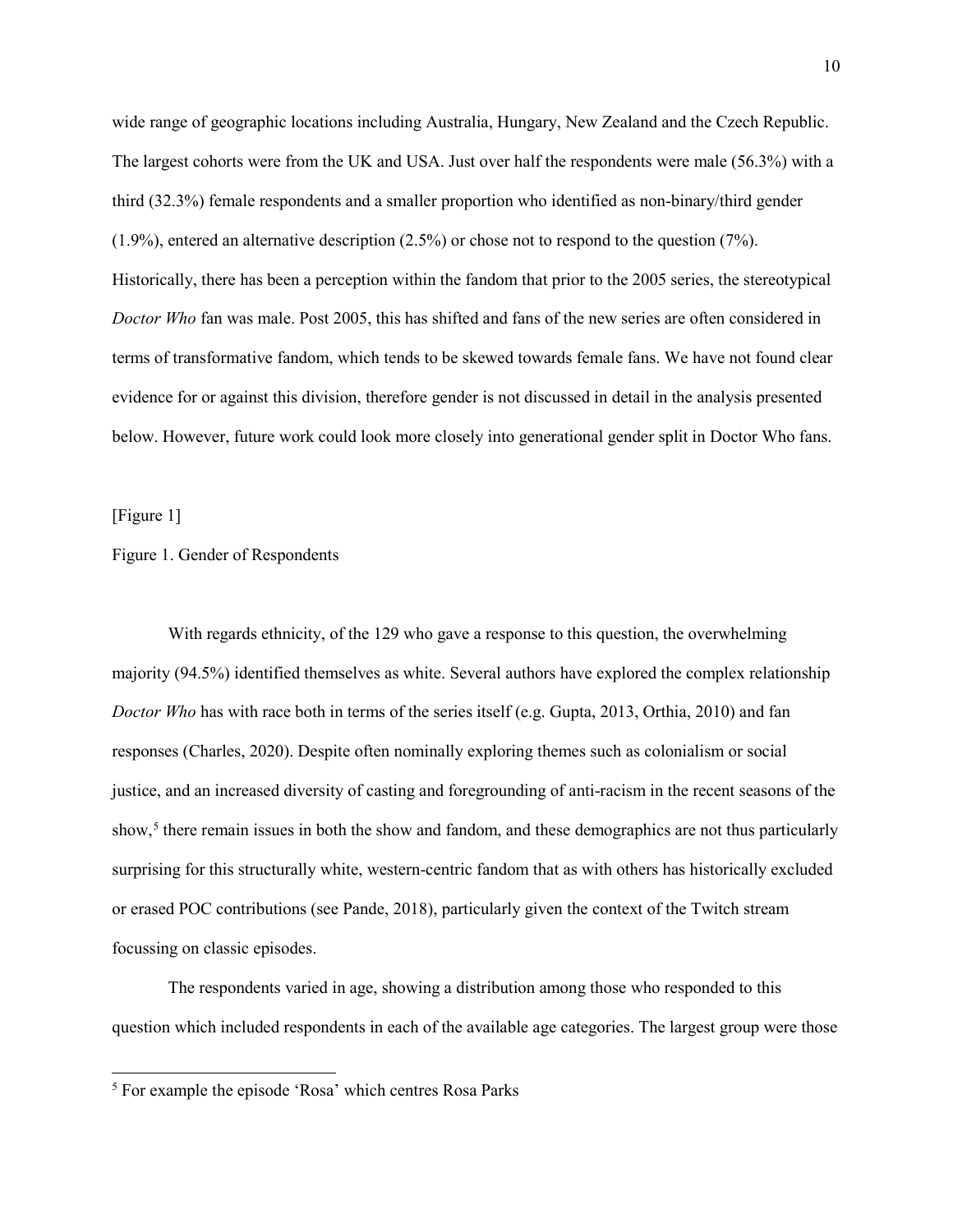wide range of geographic locations including Australia, Hungary, New Zealand and the Czech Republic. The largest cohorts were from the UK and USA. Just over half the respondents were male (56.3%) with a third (32.3%) female respondents and a smaller proportion who identified as non-binary/third gender (1.9%), entered an alternative description (2.5%) or chose not to respond to the question (7%). Historically, there has been a perception within the fandom that prior to the 2005 series, the stereotypical *Doctor Who* fan was male. Post 2005, this has shifted and fans of the new series are often considered in terms of transformative fandom, which tends to be skewed towards female fans. We have not found clear evidence for or against this division, therefore gender is not discussed in detail in the analysis presented below. However, future work could look more closely into generational gender split in Doctor Who fans.

[Figure 1]

Figure 1. Gender of Respondents

With regards ethnicity, of the 129 who gave a response to this question, the overwhelming majority (94.5%) identified themselves as white. Several authors have explored the complex relationship *Doctor Who* has with race both in terms of the series itself (e.g. Gupta, 2013, Orthia, 2010) and fan responses (Charles, 2020). Despite often nominally exploring themes such as colonialism or social justice, and an increased diversity of casting and foregrounding of anti-racism in the recent seasons of the show,[5] there remain issues in both the show and fandom, and these demographics are not thus particularly surprising for this structurally white, western-centric fandom that as with others has historically excluded or erased POC contributions (see Pande, 2018), particularly given the context of the Twitch stream focussing on classic episodes.

The respondents varied in age, showing a distribution among those who responded to this question which included respondents in each of the available age categories. The largest group were those

[5] For example the episode 'Rosa' which centres Rosa Parks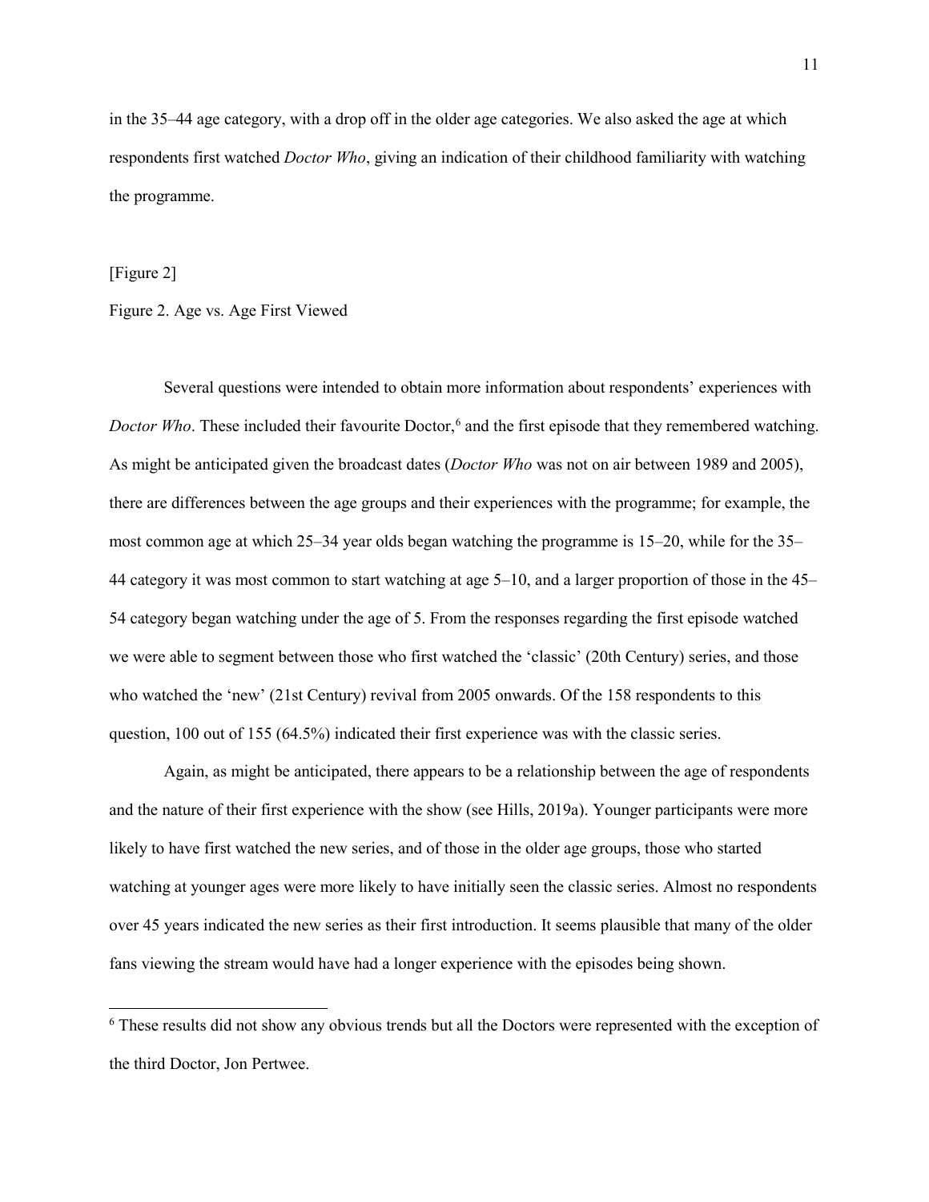in the 35–44 age category, with a drop off in the older age categories. We also asked the age at which respondents first watched *Doctor Who*, giving an indication of their childhood familiarity with watching the programme.

[Figure 2]

Figure 2. Age vs. Age First Viewed

Several questions were intended to obtain more information about respondents' experiences with *Doctor Who*. These included their favourite Doctor,[6] and the first episode that they remembered watching. As might be anticipated given the broadcast dates (*Doctor Who* was not on air between 1989 and 2005), there are differences between the age groups and their experiences with the programme; for example, the most common age at which 25–34 year olds began watching the programme is 15–20, while for the 35–44 category it was most common to start watching at age 5–10, and a larger proportion of those in the 45–54 category began watching under the age of 5. From the responses regarding the first episode watched we were able to segment between those who first watched the 'classic' (20th Century) series, and those who watched the 'new' (21st Century) revival from 2005 onwards. Of the 158 respondents to this question, 100 out of 155 (64.5%) indicated their first experience was with the classic series.

Again, as might be anticipated, there appears to be a relationship between the age of respondents and the nature of their first experience with the show (see Hills, 2019a). Younger participants were more likely to have first watched the new series, and of those in the older age groups, those who started watching at younger ages were more likely to have initially seen the classic series. Almost no respondents over 45 years indicated the new series as their first introduction. It seems plausible that many of the older fans viewing the stream would have had a longer experience with the episodes being shown.

---

[6] These results did not show any obvious trends but all the Doctors were represented with the exception of the third Doctor, Jon Pertwee.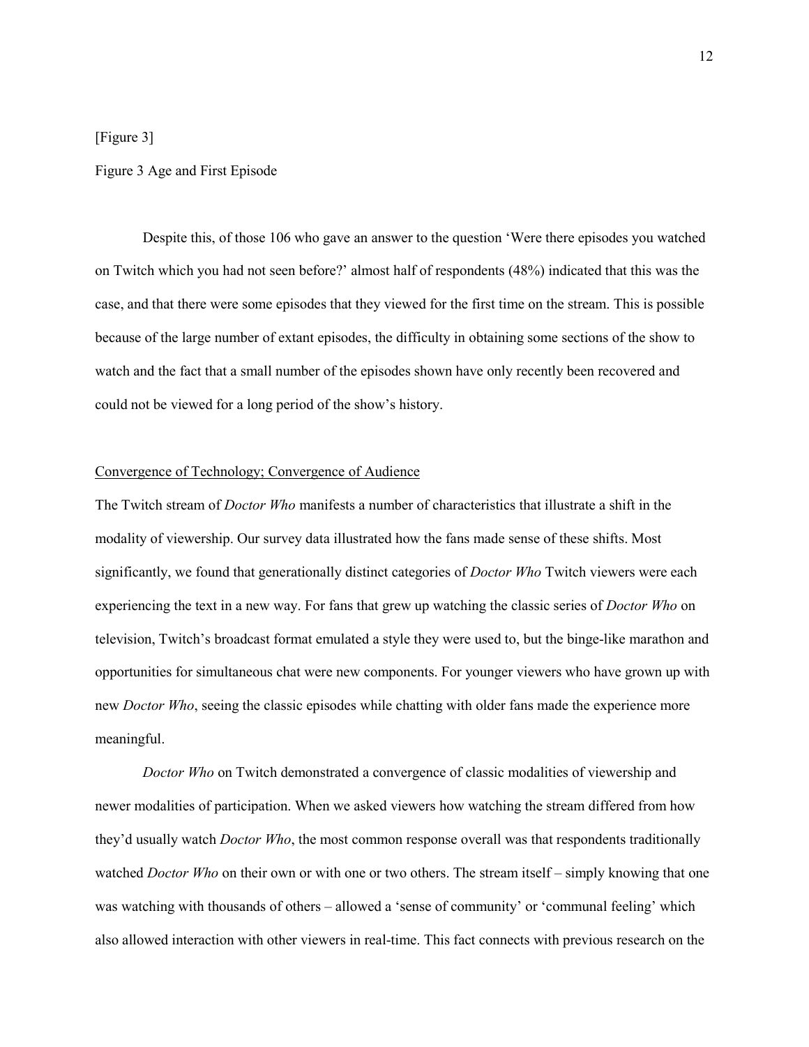[Figure 3]

Figure 3 Age and First Episode

Despite this, of those 106 who gave an answer to the question 'Were there episodes you watched on Twitch which you had not seen before?' almost half of respondents (48%) indicated that this was the case, and that there were some episodes that they viewed for the first time on the stream. This is possible because of the large number of extant episodes, the difficulty in obtaining some sections of the show to watch and the fact that a small number of the episodes shown have only recently been recovered and could not be viewed for a long period of the show's history.

## Convergence of Technology; Convergence of Audience

The Twitch stream of *Doctor Who* manifests a number of characteristics that illustrate a shift in the modality of viewership. Our survey data illustrated how the fans made sense of these shifts. Most significantly, we found that generationally distinct categories of *Doctor Who* Twitch viewers were each experiencing the text in a new way. For fans that grew up watching the classic series of *Doctor Who* on television, Twitch's broadcast format emulated a style they were used to, but the binge-like marathon and opportunities for simultaneous chat were new components. For younger viewers who have grown up with new *Doctor Who*, seeing the classic episodes while chatting with older fans made the experience more meaningful.

*Doctor Who* on Twitch demonstrated a convergence of classic modalities of viewership and newer modalities of participation. When we asked viewers how watching the stream differed from how they'd usually watch *Doctor Who*, the most common response overall was that respondents traditionally watched *Doctor Who* on their own or with one or two others. The stream itself – simply knowing that one was watching with thousands of others – allowed a 'sense of community' or 'communal feeling' which also allowed interaction with other viewers in real-time. This fact connects with previous research on the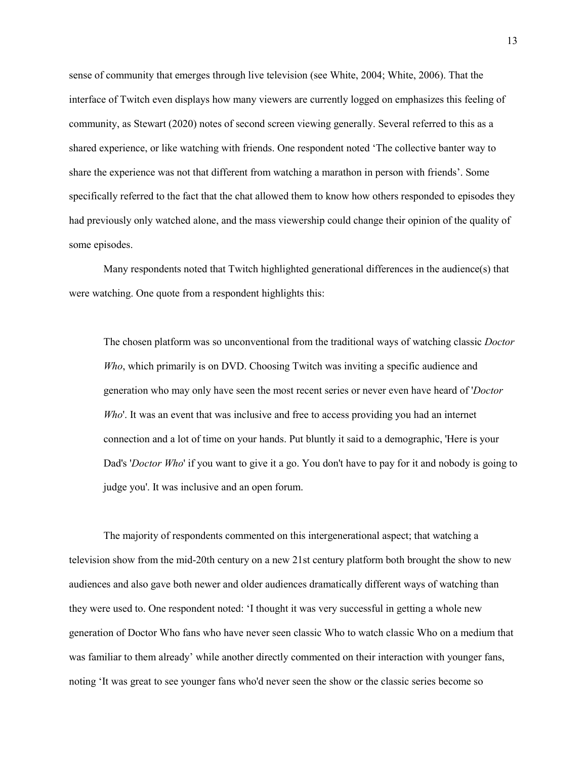sense of community that emerges through live television (see White, 2004; White, 2006). That the interface of Twitch even displays how many viewers are currently logged on emphasizes this feeling of community, as Stewart (2020) notes of second screen viewing generally. Several referred to this as a shared experience, or like watching with friends. One respondent noted 'The collective banter way to share the experience was not that different from watching a marathon in person with friends'. Some specifically referred to the fact that the chat allowed them to know how others responded to episodes they had previously only watched alone, and the mass viewership could change their opinion of the quality of some episodes.

Many respondents noted that Twitch highlighted generational differences in the audience(s) that were watching. One quote from a respondent highlights this:

> The chosen platform was so unconventional from the traditional ways of watching classic *Doctor Who*, which primarily is on DVD. Choosing Twitch was inviting a specific audience and generation who may only have seen the most recent series or never even have heard of '*Doctor Who*'. It was an event that was inclusive and free to access providing you had an internet connection and a lot of time on your hands. Put bluntly it said to a demographic, 'Here is your Dad's '*Doctor Who*' if you want to give it a go. You don't have to pay for it and nobody is going to judge you'. It was inclusive and an open forum.

The majority of respondents commented on this intergenerational aspect; that watching a television show from the mid-20th century on a new 21st century platform both brought the show to new audiences and also gave both newer and older audiences dramatically different ways of watching than they were used to. One respondent noted: 'I thought it was very successful in getting a whole new generation of Doctor Who fans who have never seen classic Who to watch classic Who on a medium that was familiar to them already' while another directly commented on their interaction with younger fans, noting 'It was great to see younger fans who'd never seen the show or the classic series become so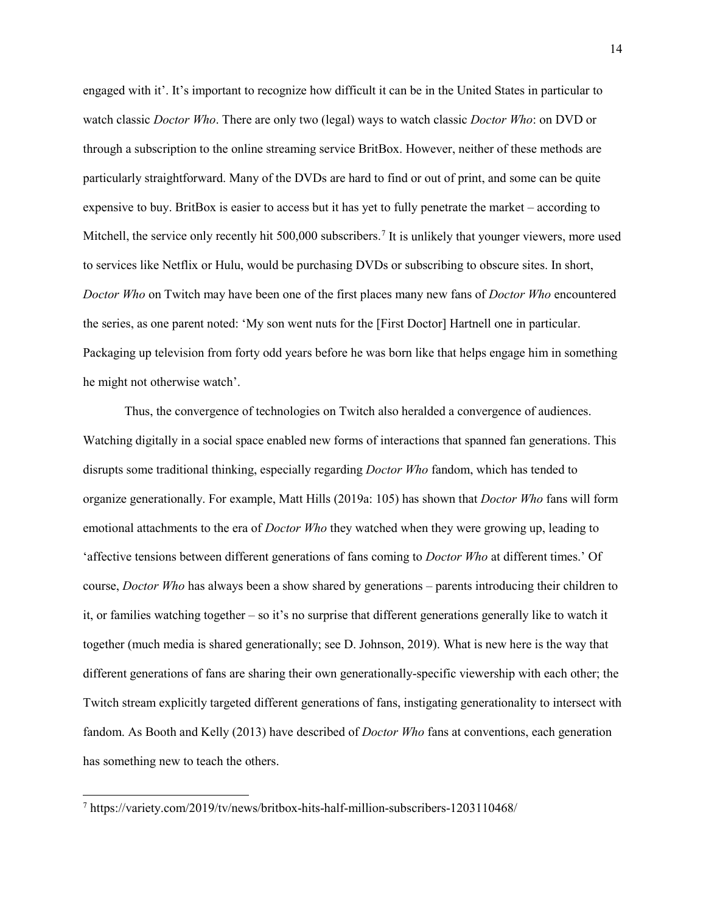engaged with it'. It's important to recognize how difficult it can be in the United States in particular to watch classic *Doctor Who*. There are only two (legal) ways to watch classic *Doctor Who*: on DVD or through a subscription to the online streaming service BritBox. However, neither of these methods are particularly straightforward. Many of the DVDs are hard to find or out of print, and some can be quite expensive to buy. BritBox is easier to access but it has yet to fully penetrate the market – according to Mitchell, the service only recently hit 500,000 subscribers.[7] It is unlikely that younger viewers, more used to services like Netflix or Hulu, would be purchasing DVDs or subscribing to obscure sites. In short, *Doctor Who* on Twitch may have been one of the first places many new fans of *Doctor Who* encountered the series, as one parent noted: 'My son went nuts for the [First Doctor] Hartnell one in particular. Packaging up television from forty odd years before he was born like that helps engage him in something he might not otherwise watch'.

Thus, the convergence of technologies on Twitch also heralded a convergence of audiences. Watching digitally in a social space enabled new forms of interactions that spanned fan generations. This disrupts some traditional thinking, especially regarding *Doctor Who* fandom, which has tended to organize generationally. For example, Matt Hills (2019a: 105) has shown that *Doctor Who* fans will form emotional attachments to the era of *Doctor Who* they watched when they were growing up, leading to 'affective tensions between different generations of fans coming to *Doctor Who* at different times.' Of course, *Doctor Who* has always been a show shared by generations – parents introducing their children to it, or families watching together – so it's no surprise that different generations generally like to watch it together (much media is shared generationally; see D. Johnson, 2019). What is new here is the way that different generations of fans are sharing their own generationally-specific viewership with each other; the Twitch stream explicitly targeted different generations of fans, instigating generationality to intersect with fandom. As Booth and Kelly (2013) have described of *Doctor Who* fans at conventions, each generation has something new to teach the others.

---

[7] https://variety.com/2019/tv/news/britbox-hits-half-million-subscribers-1203110468/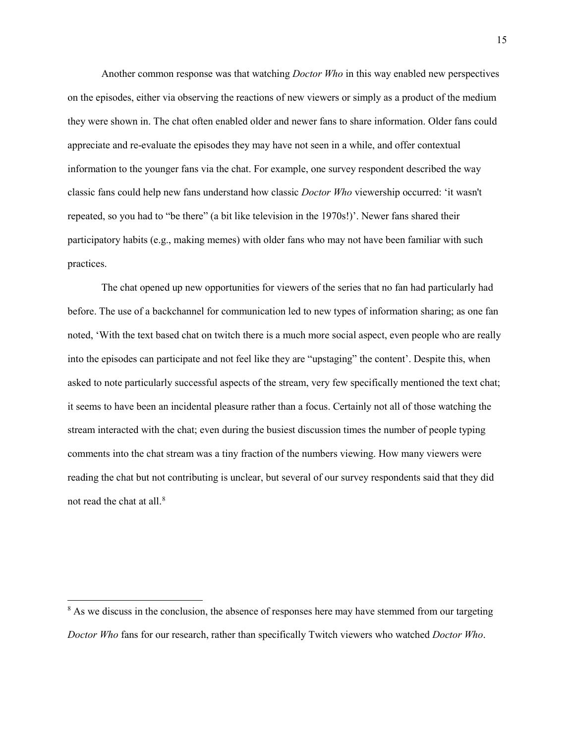Another common response was that watching *Doctor Who* in this way enabled new perspectives on the episodes, either via observing the reactions of new viewers or simply as a product of the medium they were shown in. The chat often enabled older and newer fans to share information. Older fans could appreciate and re-evaluate the episodes they may have not seen in a while, and offer contextual information to the younger fans via the chat. For example, one survey respondent described the way classic fans could help new fans understand how classic *Doctor Who* viewership occurred: 'it wasn't repeated, so you had to "be there" (a bit like television in the 1970s!)'. Newer fans shared their participatory habits (e.g., making memes) with older fans who may not have been familiar with such practices.

The chat opened up new opportunities for viewers of the series that no fan had particularly had before. The use of a backchannel for communication led to new types of information sharing; as one fan noted, 'With the text based chat on twitch there is a much more social aspect, even people who are really into the episodes can participate and not feel like they are "upstaging" the content'. Despite this, when asked to note particularly successful aspects of the stream, very few specifically mentioned the text chat; it seems to have been an incidental pleasure rather than a focus. Certainly not all of those watching the stream interacted with the chat; even during the busiest discussion times the number of people typing comments into the chat stream was a tiny fraction of the numbers viewing. How many viewers were reading the chat but not contributing is unclear, but several of our survey respondents said that they did not read the chat at all.[8]

---

[8] As we discuss in the conclusion, the absence of responses here may have stemmed from our targeting *Doctor Who* fans for our research, rather than specifically Twitch viewers who watched *Doctor Who*.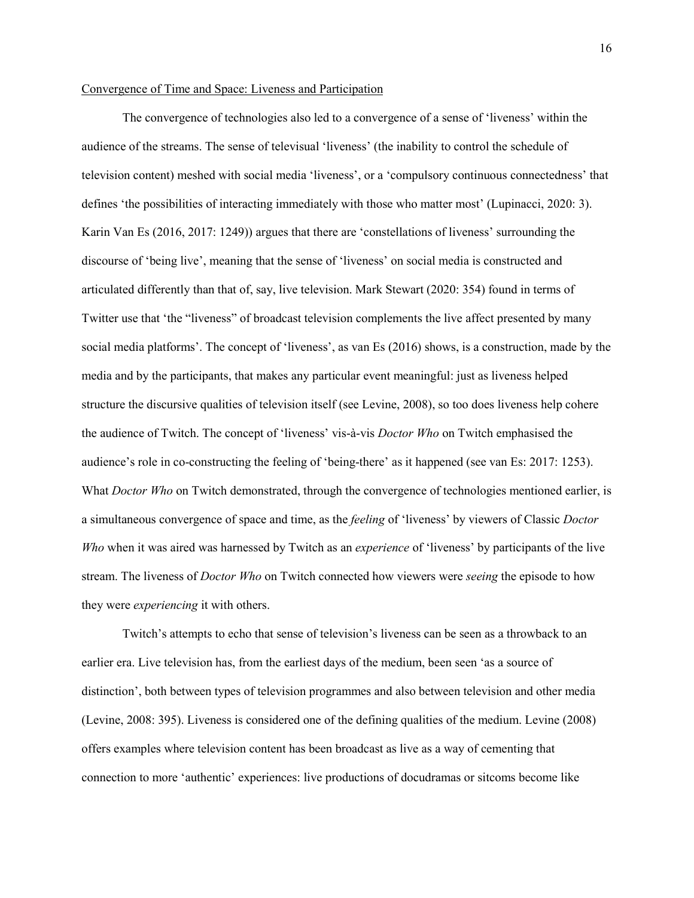Convergence of Time and Space: Liveness and Participation

The convergence of technologies also led to a convergence of a sense of 'liveness' within the audience of the streams. The sense of televisual 'liveness' (the inability to control the schedule of television content) meshed with social media 'liveness', or a 'compulsory continuous connectedness' that defines 'the possibilities of interacting immediately with those who matter most' (Lupinacci, 2020: 3). Karin Van Es (2016, 2017: 1249)) argues that there are 'constellations of liveness' surrounding the discourse of 'being live', meaning that the sense of 'liveness' on social media is constructed and articulated differently than that of, say, live television. Mark Stewart (2020: 354) found in terms of Twitter use that 'the "liveness" of broadcast television complements the live affect presented by many social media platforms'. The concept of 'liveness', as van Es (2016) shows, is a construction, made by the media and by the participants, that makes any particular event meaningful: just as liveness helped structure the discursive qualities of television itself (see Levine, 2008), so too does liveness help cohere the audience of Twitch. The concept of 'liveness' vis-à-vis *Doctor Who* on Twitch emphasised the audience's role in co-constructing the feeling of 'being-there' as it happened (see van Es: 2017: 1253). What *Doctor Who* on Twitch demonstrated, through the convergence of technologies mentioned earlier, is a simultaneous convergence of space and time, as the *feeling* of 'liveness' by viewers of Classic *Doctor Who* when it was aired was harnessed by Twitch as an *experience* of 'liveness' by participants of the live stream. The liveness of *Doctor Who* on Twitch connected how viewers were *seeing* the episode to how they were *experiencing* it with others.

Twitch's attempts to echo that sense of television's liveness can be seen as a throwback to an earlier era. Live television has, from the earliest days of the medium, been seen 'as a source of distinction', both between types of television programmes and also between television and other media (Levine, 2008: 395). Liveness is considered one of the defining qualities of the medium. Levine (2008) offers examples where television content has been broadcast as live as a way of cementing that connection to more 'authentic' experiences: live productions of docudramas or sitcoms become like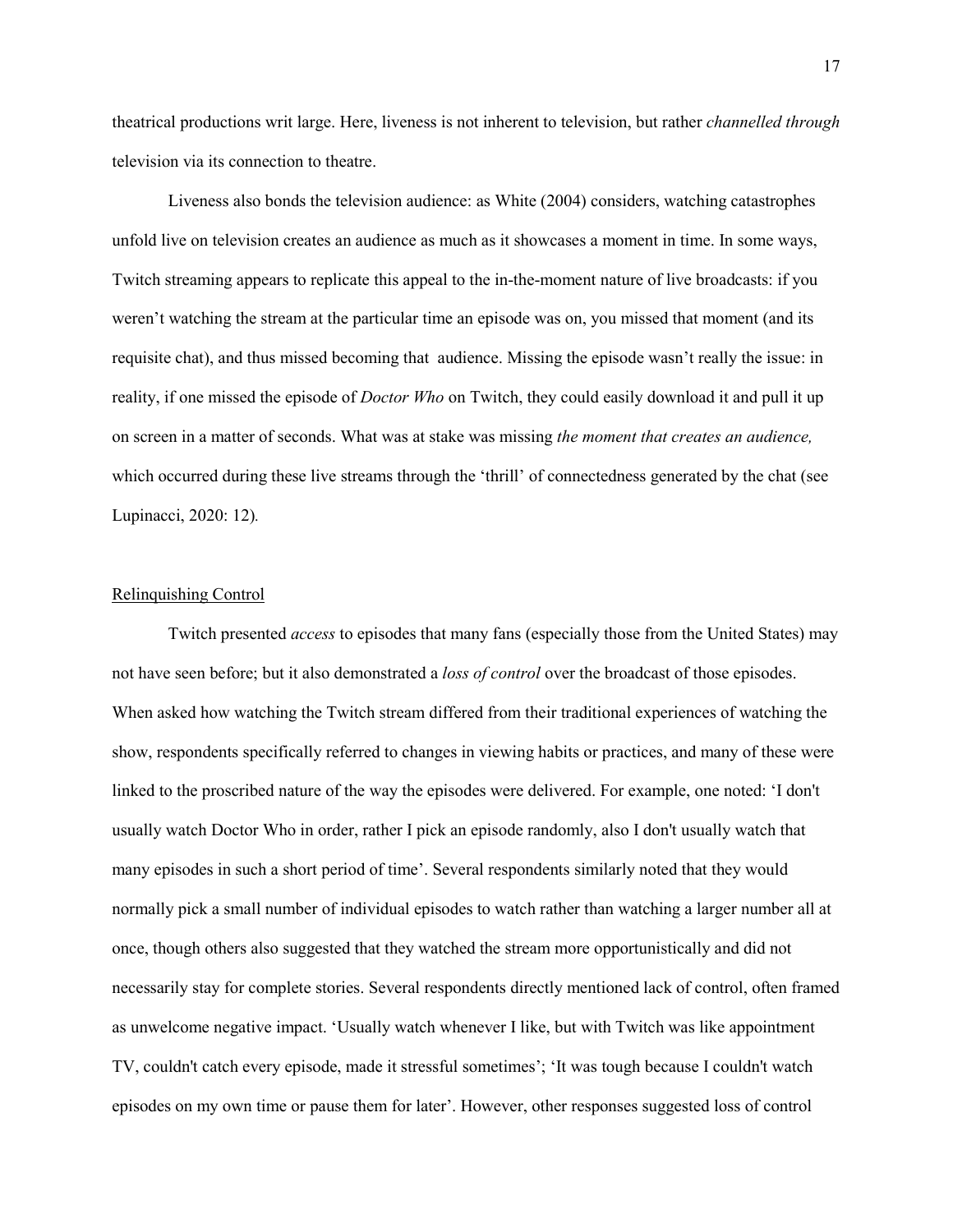theatrical productions writ large. Here, liveness is not inherent to television, but rather *channelled through* television via its connection to theatre.

Liveness also bonds the television audience: as White (2004) considers, watching catastrophes unfold live on television creates an audience as much as it showcases a moment in time. In some ways, Twitch streaming appears to replicate this appeal to the in-the-moment nature of live broadcasts: if you weren't watching the stream at the particular time an episode was on, you missed that moment (and its requisite chat), and thus missed becoming that audience. Missing the episode wasn't really the issue: in reality, if one missed the episode of *Doctor Who* on Twitch, they could easily download it and pull it up on screen in a matter of seconds. What was at stake was missing *the moment that creates an audience,* which occurred during these live streams through the 'thrill' of connectedness generated by the chat (see Lupinacci, 2020: 12).

## Relinquishing Control

Twitch presented *access* to episodes that many fans (especially those from the United States) may not have seen before; but it also demonstrated a *loss of control* over the broadcast of those episodes. When asked how watching the Twitch stream differed from their traditional experiences of watching the show, respondents specifically referred to changes in viewing habits or practices, and many of these were linked to the proscribed nature of the way the episodes were delivered. For example, one noted: 'I don't usually watch Doctor Who in order, rather I pick an episode randomly, also I don't usually watch that many episodes in such a short period of time'. Several respondents similarly noted that they would normally pick a small number of individual episodes to watch rather than watching a larger number all at once, though others also suggested that they watched the stream more opportunistically and did not necessarily stay for complete stories. Several respondents directly mentioned lack of control, often framed as unwelcome negative impact. 'Usually watch whenever I like, but with Twitch was like appointment TV, couldn't catch every episode, made it stressful sometimes'; 'It was tough because I couldn't watch episodes on my own time or pause them for later'. However, other responses suggested loss of control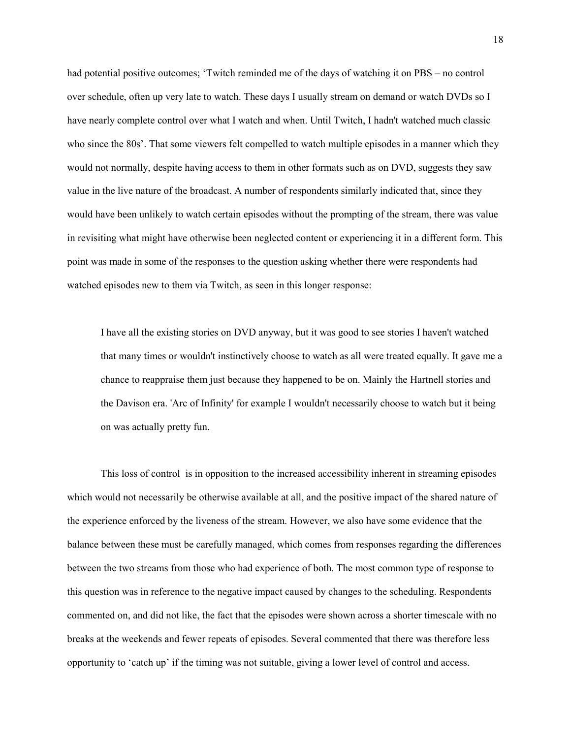had potential positive outcomes; 'Twitch reminded me of the days of watching it on PBS – no control over schedule, often up very late to watch. These days I usually stream on demand or watch DVDs so I have nearly complete control over what I watch and when. Until Twitch, I hadn't watched much classic who since the 80s'. That some viewers felt compelled to watch multiple episodes in a manner which they would not normally, despite having access to them in other formats such as on DVD, suggests they saw value in the live nature of the broadcast. A number of respondents similarly indicated that, since they would have been unlikely to watch certain episodes without the prompting of the stream, there was value in revisiting what might have otherwise been neglected content or experiencing it in a different form. This point was made in some of the responses to the question asking whether there were respondents had watched episodes new to them via Twitch, as seen in this longer response:

> I have all the existing stories on DVD anyway, but it was good to see stories I haven't watched that many times or wouldn't instinctively choose to watch as all were treated equally. It gave me a chance to reappraise them just because they happened to be on. Mainly the Hartnell stories and the Davison era. 'Arc of Infinity' for example I wouldn't necessarily choose to watch but it being on was actually pretty fun.

This loss of control is in opposition to the increased accessibility inherent in streaming episodes which would not necessarily be otherwise available at all, and the positive impact of the shared nature of the experience enforced by the liveness of the stream. However, we also have some evidence that the balance between these must be carefully managed, which comes from responses regarding the differences between the two streams from those who had experience of both. The most common type of response to this question was in reference to the negative impact caused by changes to the scheduling. Respondents commented on, and did not like, the fact that the episodes were shown across a shorter timescale with no breaks at the weekends and fewer repeats of episodes. Several commented that there was therefore less opportunity to 'catch up' if the timing was not suitable, giving a lower level of control and access.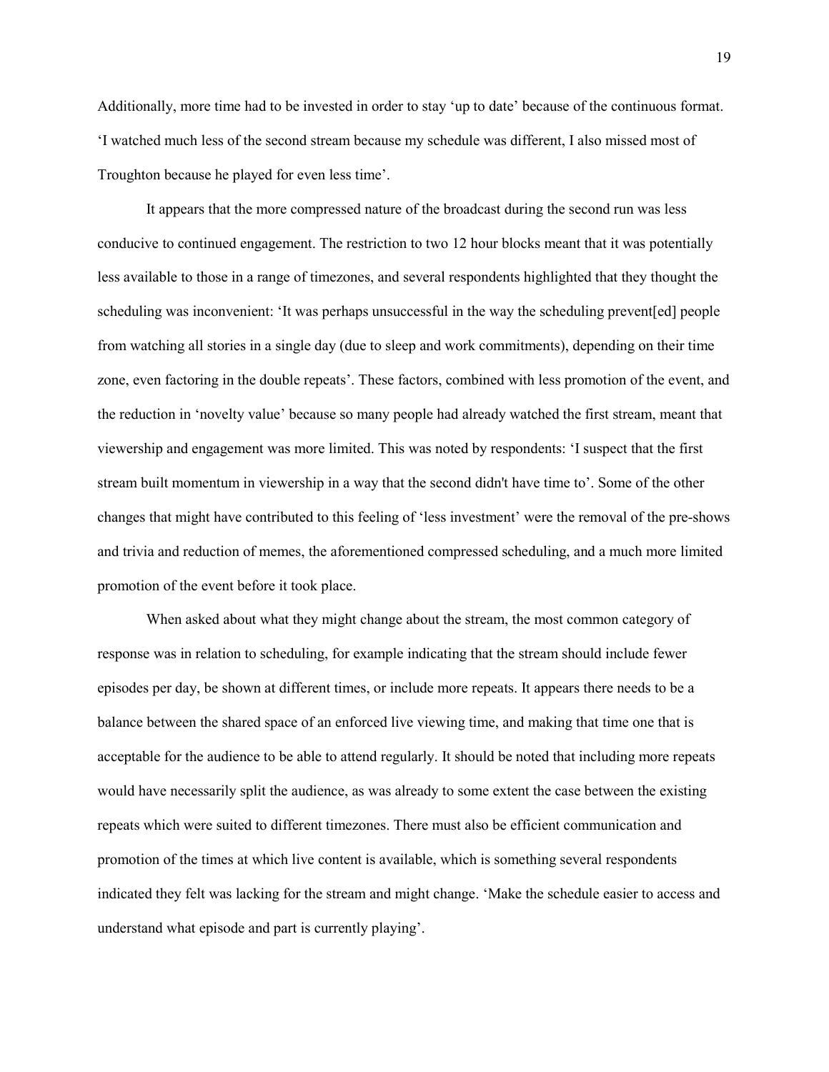Additionally, more time had to be invested in order to stay 'up to date' because of the continuous format. 'I watched much less of the second stream because my schedule was different, I also missed most of Troughton because he played for even less time'.

It appears that the more compressed nature of the broadcast during the second run was less conducive to continued engagement. The restriction to two 12 hour blocks meant that it was potentially less available to those in a range of timezones, and several respondents highlighted that they thought the scheduling was inconvenient: 'It was perhaps unsuccessful in the way the scheduling prevent[ed] people from watching all stories in a single day (due to sleep and work commitments), depending on their time zone, even factoring in the double repeats'. These factors, combined with less promotion of the event, and the reduction in 'novelty value' because so many people had already watched the first stream, meant that viewership and engagement was more limited. This was noted by respondents: 'I suspect that the first stream built momentum in viewership in a way that the second didn't have time to'. Some of the other changes that might have contributed to this feeling of 'less investment' were the removal of the pre-shows and trivia and reduction of memes, the aforementioned compressed scheduling, and a much more limited promotion of the event before it took place.

When asked about what they might change about the stream, the most common category of response was in relation to scheduling, for example indicating that the stream should include fewer episodes per day, be shown at different times, or include more repeats. It appears there needs to be a balance between the shared space of an enforced live viewing time, and making that time one that is acceptable for the audience to be able to attend regularly. It should be noted that including more repeats would have necessarily split the audience, as was already to some extent the case between the existing repeats which were suited to different timezones. There must also be efficient communication and promotion of the times at which live content is available, which is something several respondents indicated they felt was lacking for the stream and might change. 'Make the schedule easier to access and understand what episode and part is currently playing'.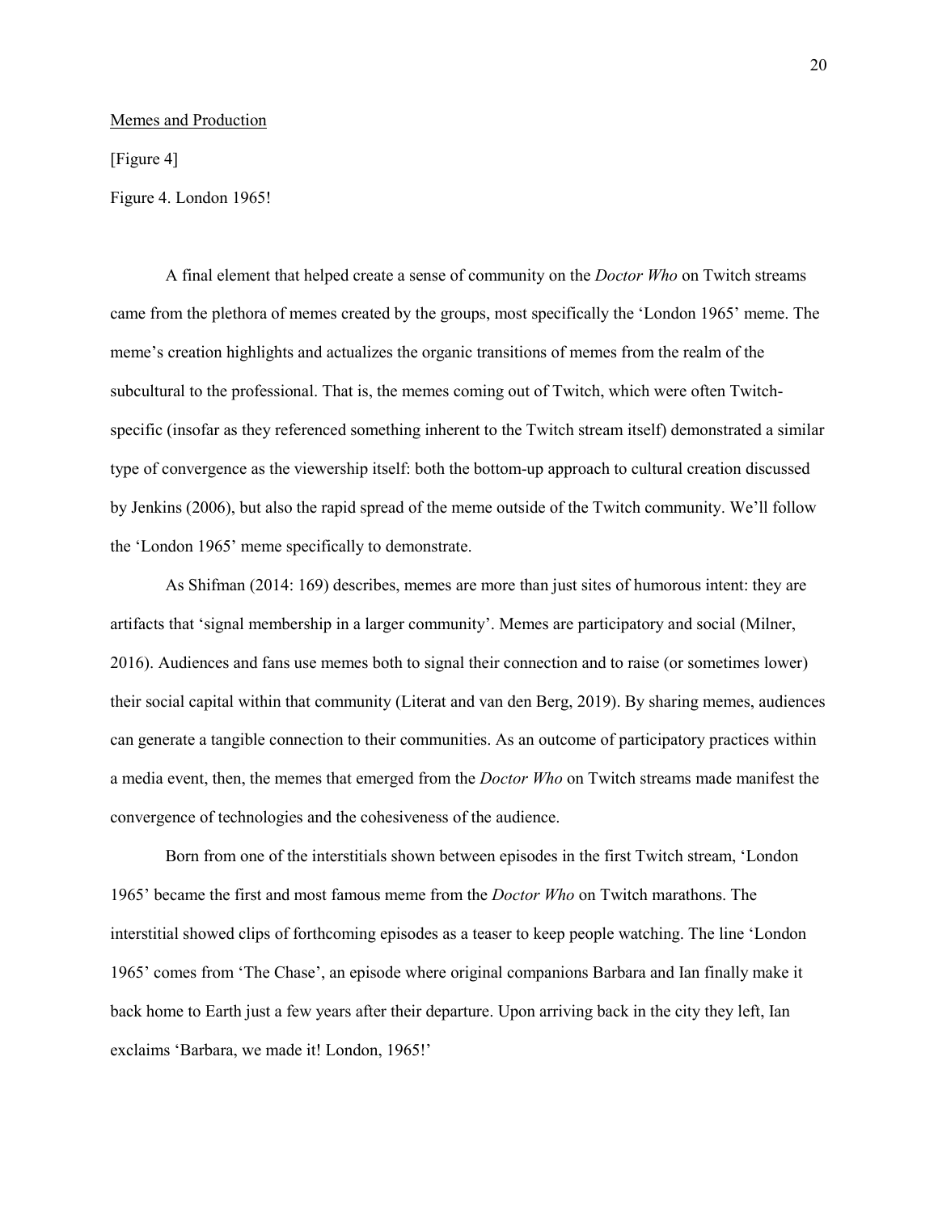Memes and Production

[Figure 4]

Figure 4. London 1965!

A final element that helped create a sense of community on the *Doctor Who* on Twitch streams came from the plethora of memes created by the groups, most specifically the 'London 1965' meme. The meme's creation highlights and actualizes the organic transitions of memes from the realm of the subcultural to the professional. That is, the memes coming out of Twitch, which were often Twitch-specific (insofar as they referenced something inherent to the Twitch stream itself) demonstrated a similar type of convergence as the viewership itself: both the bottom-up approach to cultural creation discussed by Jenkins (2006), but also the rapid spread of the meme outside of the Twitch community. We'll follow the 'London 1965' meme specifically to demonstrate.

As Shifman (2014: 169) describes, memes are more than just sites of humorous intent: they are artifacts that 'signal membership in a larger community'. Memes are participatory and social (Milner, 2016). Audiences and fans use memes both to signal their connection and to raise (or sometimes lower) their social capital within that community (Literat and van den Berg, 2019). By sharing memes, audiences can generate a tangible connection to their communities. As an outcome of participatory practices within a media event, then, the memes that emerged from the *Doctor Who* on Twitch streams made manifest the convergence of technologies and the cohesiveness of the audience.

Born from one of the interstitials shown between episodes in the first Twitch stream, 'London 1965' became the first and most famous meme from the *Doctor Who* on Twitch marathons. The interstitial showed clips of forthcoming episodes as a teaser to keep people watching. The line 'London 1965' comes from 'The Chase', an episode where original companions Barbara and Ian finally make it back home to Earth just a few years after their departure. Upon arriving back in the city they left, Ian exclaims 'Barbara, we made it! London, 1965!'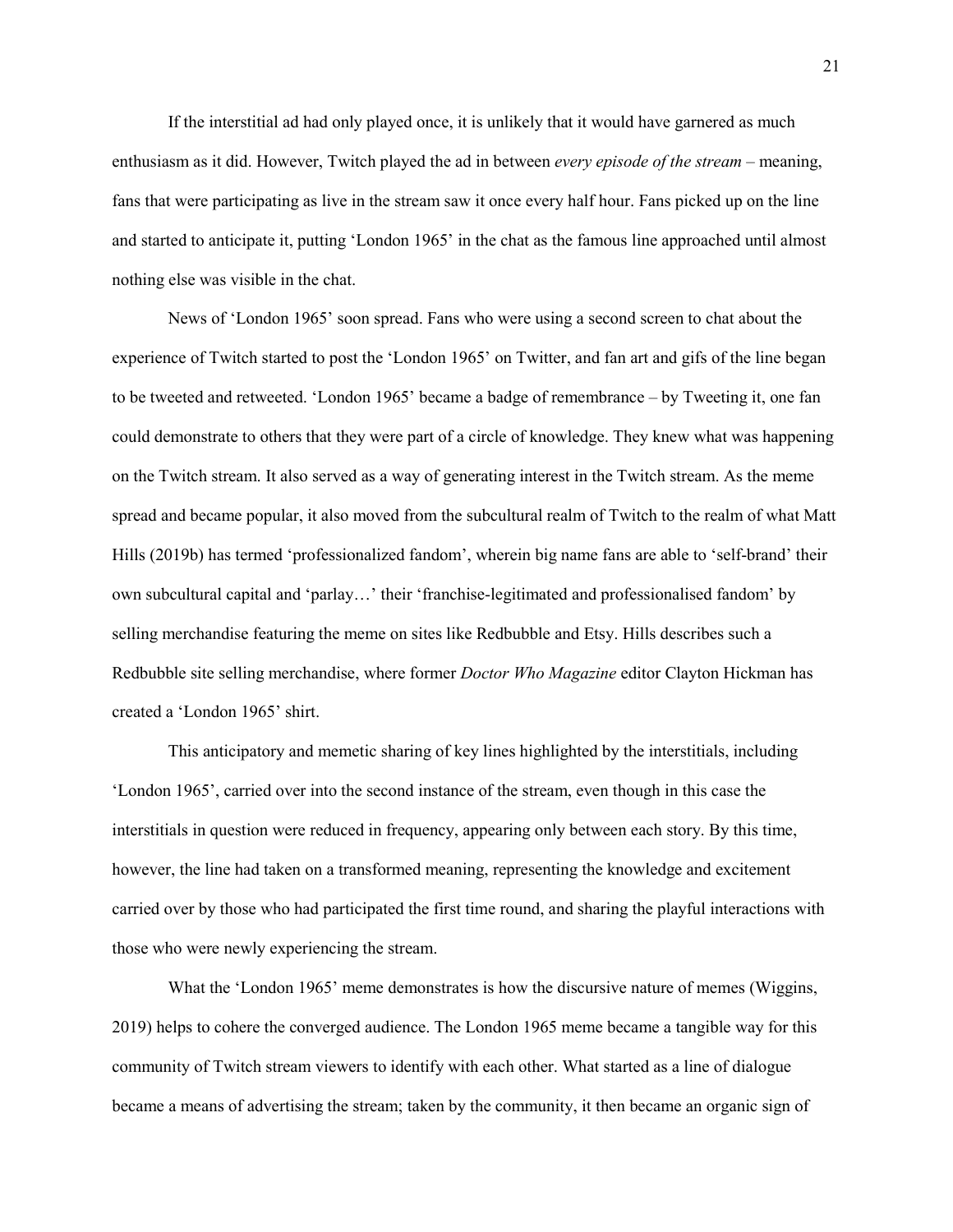If the interstitial ad had only played once, it is unlikely that it would have garnered as much enthusiasm as it did. However, Twitch played the ad in between *every episode of the stream* – meaning, fans that were participating as live in the stream saw it once every half hour. Fans picked up on the line and started to anticipate it, putting 'London 1965' in the chat as the famous line approached until almost nothing else was visible in the chat.

News of 'London 1965' soon spread. Fans who were using a second screen to chat about the experience of Twitch started to post the 'London 1965' on Twitter, and fan art and gifs of the line began to be tweeted and retweeted. 'London 1965' became a badge of remembrance – by Tweeting it, one fan could demonstrate to others that they were part of a circle of knowledge. They knew what was happening on the Twitch stream. It also served as a way of generating interest in the Twitch stream. As the meme spread and became popular, it also moved from the subcultural realm of Twitch to the realm of what Matt Hills (2019b) has termed 'professionalized fandom', wherein big name fans are able to 'self-brand' their own subcultural capital and 'parlay…' their 'franchise-legitimated and professionalised fandom' by selling merchandise featuring the meme on sites like Redbubble and Etsy. Hills describes such a Redbubble site selling merchandise, where former *Doctor Who Magazine* editor Clayton Hickman has created a 'London 1965' shirt.

This anticipatory and memetic sharing of key lines highlighted by the interstitials, including 'London 1965', carried over into the second instance of the stream, even though in this case the interstitials in question were reduced in frequency, appearing only between each story. By this time, however, the line had taken on a transformed meaning, representing the knowledge and excitement carried over by those who had participated the first time round, and sharing the playful interactions with those who were newly experiencing the stream.

What the 'London 1965' meme demonstrates is how the discursive nature of memes (Wiggins, 2019) helps to cohere the converged audience. The London 1965 meme became a tangible way for this community of Twitch stream viewers to identify with each other. What started as a line of dialogue became a means of advertising the stream; taken by the community, it then became an organic sign of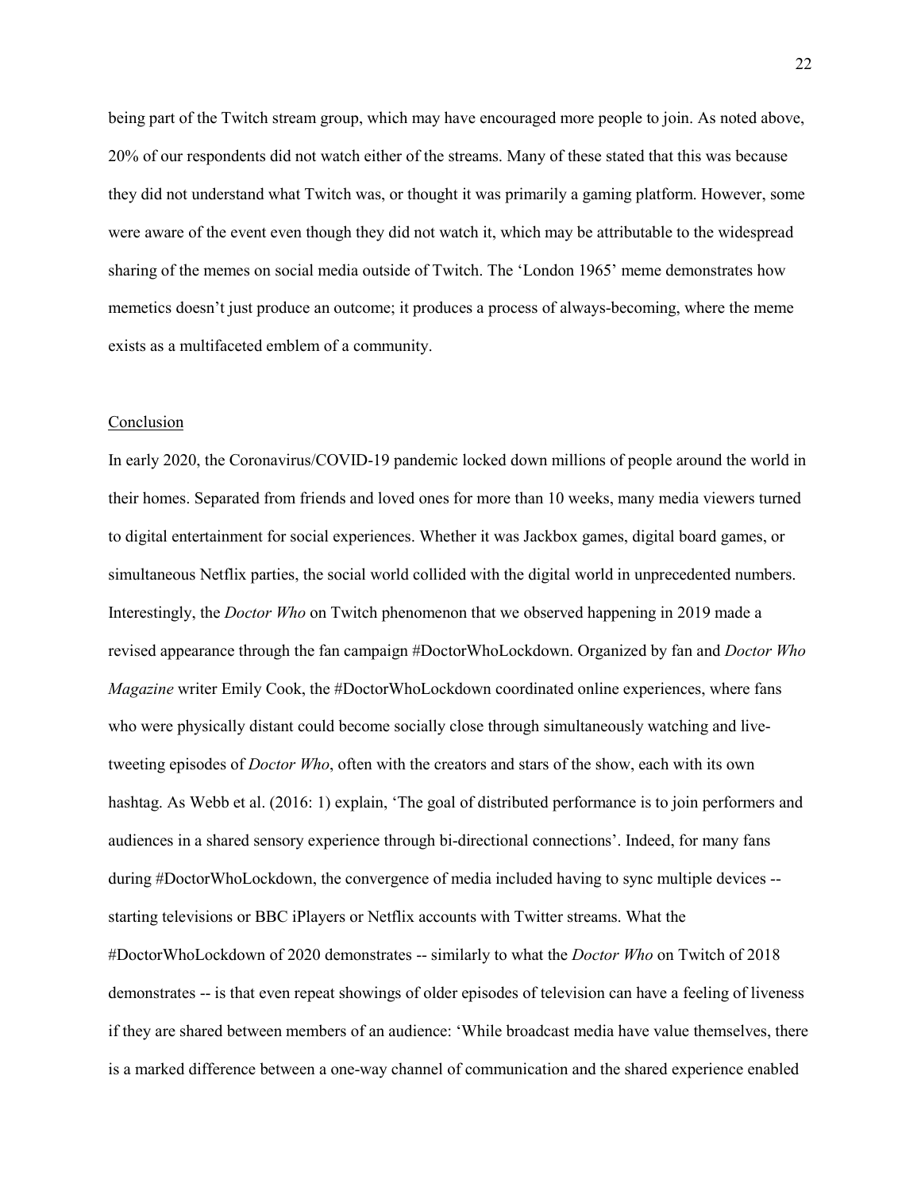being part of the Twitch stream group, which may have encouraged more people to join. As noted above, 20% of our respondents did not watch either of the streams. Many of these stated that this was because they did not understand what Twitch was, or thought it was primarily a gaming platform. However, some were aware of the event even though they did not watch it, which may be attributable to the widespread sharing of the memes on social media outside of Twitch. The 'London 1965' meme demonstrates how memetics doesn't just produce an outcome; it produces a process of always-becoming, where the meme exists as a multifaceted emblem of a community.

## Conclusion

In early 2020, the Coronavirus/COVID-19 pandemic locked down millions of people around the world in their homes. Separated from friends and loved ones for more than 10 weeks, many media viewers turned to digital entertainment for social experiences. Whether it was Jackbox games, digital board games, or simultaneous Netflix parties, the social world collided with the digital world in unprecedented numbers. Interestingly, the *Doctor Who* on Twitch phenomenon that we observed happening in 2019 made a revised appearance through the fan campaign #DoctorWhoLockdown. Organized by fan and *Doctor Who Magazine* writer Emily Cook, the #DoctorWhoLockdown coordinated online experiences, where fans who were physically distant could become socially close through simultaneously watching and live-tweeting episodes of *Doctor Who*, often with the creators and stars of the show, each with its own hashtag. As Webb et al. (2016: 1) explain, 'The goal of distributed performance is to join performers and audiences in a shared sensory experience through bi-directional connections'. Indeed, for many fans during #DoctorWhoLockdown, the convergence of media included having to sync multiple devices -- starting televisions or BBC iPlayers or Netflix accounts with Twitter streams. What the #DoctorWhoLockdown of 2020 demonstrates -- similarly to what the *Doctor Who* on Twitch of 2018 demonstrates -- is that even repeat showings of older episodes of television can have a feeling of liveness if they are shared between members of an audience: 'While broadcast media have value themselves, there is a marked difference between a one-way channel of communication and the shared experience enabled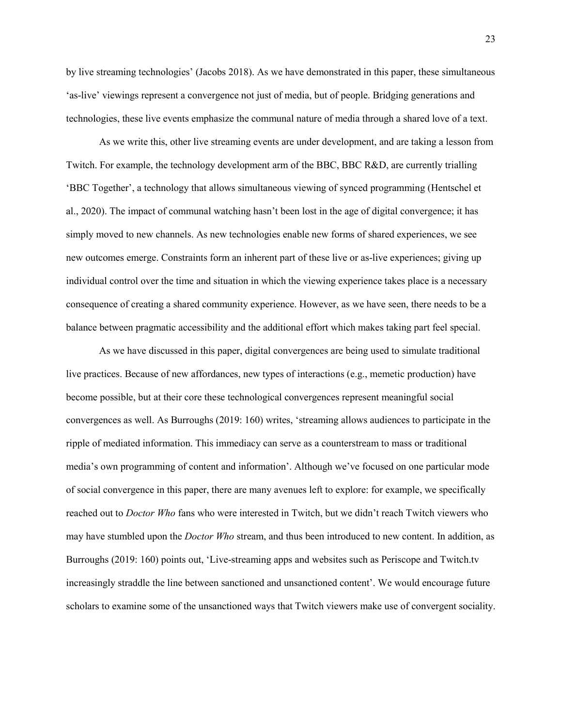by live streaming technologies' (Jacobs 2018). As we have demonstrated in this paper, these simultaneous 'as-live' viewings represent a convergence not just of media, but of people. Bridging generations and technologies, these live events emphasize the communal nature of media through a shared love of a text.

As we write this, other live streaming events are under development, and are taking a lesson from Twitch. For example, the technology development arm of the BBC, BBC R&D, are currently trialling 'BBC Together', a technology that allows simultaneous viewing of synced programming (Hentschel et al., 2020). The impact of communal watching hasn't been lost in the age of digital convergence; it has simply moved to new channels. As new technologies enable new forms of shared experiences, we see new outcomes emerge. Constraints form an inherent part of these live or as-live experiences; giving up individual control over the time and situation in which the viewing experience takes place is a necessary consequence of creating a shared community experience. However, as we have seen, there needs to be a balance between pragmatic accessibility and the additional effort which makes taking part feel special.

As we have discussed in this paper, digital convergences are being used to simulate traditional live practices. Because of new affordances, new types of interactions (e.g., memetic production) have become possible, but at their core these technological convergences represent meaningful social convergences as well. As Burroughs (2019: 160) writes, 'streaming allows audiences to participate in the ripple of mediated information. This immediacy can serve as a counterstream to mass or traditional media's own programming of content and information'. Although we've focused on one particular mode of social convergence in this paper, there are many avenues left to explore: for example, we specifically reached out to *Doctor Who* fans who were interested in Twitch, but we didn't reach Twitch viewers who may have stumbled upon the *Doctor Who* stream, and thus been introduced to new content. In addition, as Burroughs (2019: 160) points out, 'Live-streaming apps and websites such as Periscope and Twitch.tv increasingly straddle the line between sanctioned and unsanctioned content'. We would encourage future scholars to examine some of the unsanctioned ways that Twitch viewers make use of convergent sociality.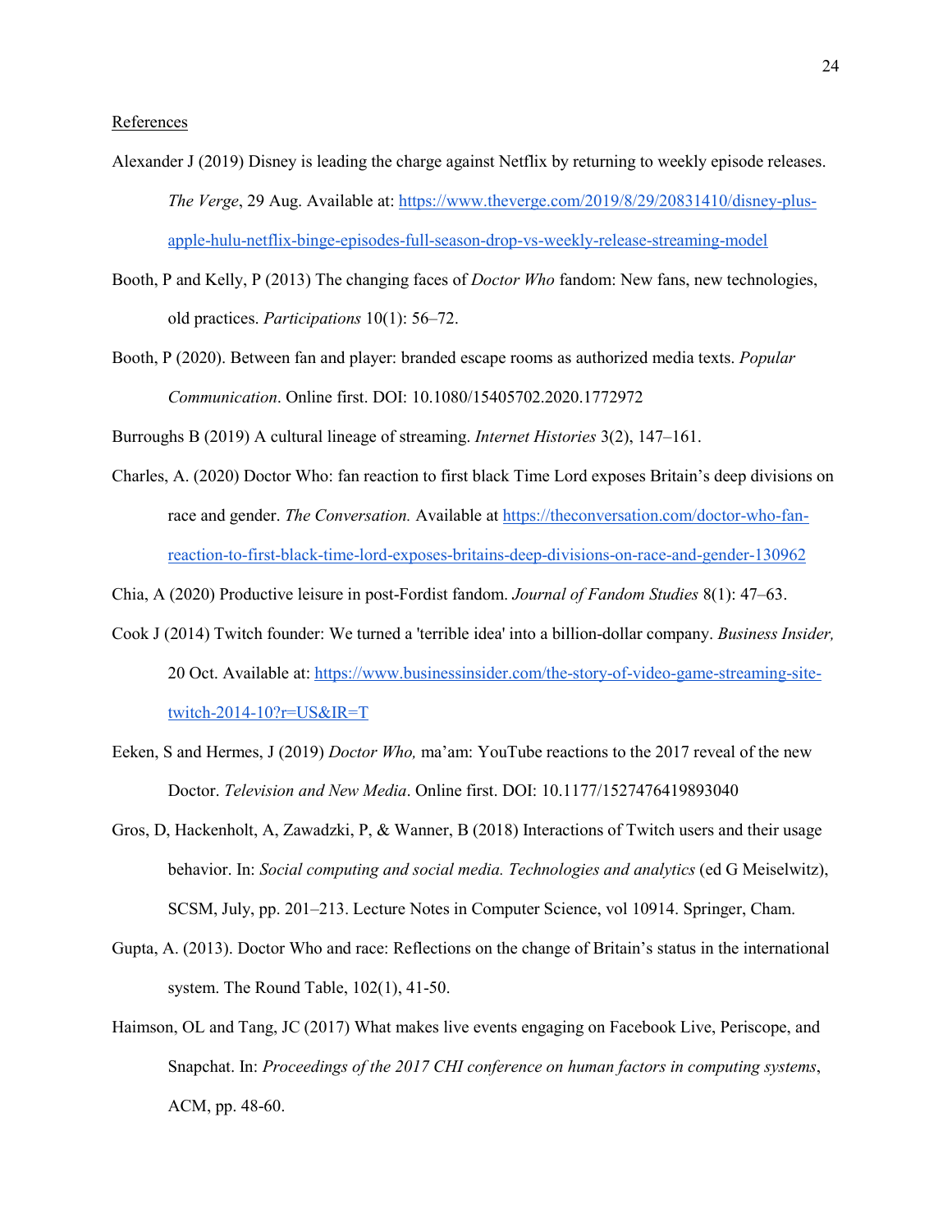References

Alexander J (2019) Disney is leading the charge against Netflix by returning to weekly episode releases. *The Verge*, 29 Aug. Available at: [https://www.theverge.com/2019/8/29/20831410/disney-plus-apple-hulu-netflix-binge-episodes-full-season-drop-vs-weekly-release-streaming-model](https://www.theverge.com/2019/8/29/20831410/disney-plus-apple-hulu-netflix-binge-episodes-full-season-drop-vs-weekly-release-streaming-model)

Booth, P and Kelly, P (2013) The changing faces of *Doctor Who* fandom: New fans, new technologies, old practices. *Participations* 10(1): 56–72.

Booth, P (2020). Between fan and player: branded escape rooms as authorized media texts. *Popular Communication*. Online first. DOI: 10.1080/15405702.2020.1772972

Burroughs B (2019) A cultural lineage of streaming. *Internet Histories* 3(2), 147–161.

Charles, A. (2020) Doctor Who: fan reaction to first black Time Lord exposes Britain's deep divisions on race and gender. *The Conversation.* Available at [https://theconversation.com/doctor-who-fan-reaction-to-first-black-time-lord-exposes-britains-deep-divisions-on-race-and-gender-130962](https://theconversation.com/doctor-who-fan-reaction-to-first-black-time-lord-exposes-britains-deep-divisions-on-race-and-gender-130962)

Chia, A (2020) Productive leisure in post-Fordist fandom. *Journal of Fandom Studies* 8(1): 47–63.

Cook J (2014) Twitch founder: We turned a 'terrible idea' into a billion-dollar company. *Business Insider,* 20 Oct. Available at: [https://www.businessinsider.com/the-story-of-video-game-streaming-site-twitch-2014-10?r=US&IR=T](https://www.businessinsider.com/the-story-of-video-game-streaming-site-twitch-2014-10?r=US&IR=T)

Eeken, S and Hermes, J (2019) *Doctor Who,* ma'am: YouTube reactions to the 2017 reveal of the new Doctor. *Television and New Media*. Online first. DOI: 10.1177/1527476419893040

Gros, D, Hackenholt, A, Zawadzki, P, & Wanner, B (2018) Interactions of Twitch users and their usage behavior. In: *Social computing and social media. Technologies and analytics* (ed G Meiselwitz), SCSM, July, pp. 201–213. Lecture Notes in Computer Science, vol 10914. Springer, Cham.

Gupta, A. (2013). Doctor Who and race: Reflections on the change of Britain's status in the international system. The Round Table, 102(1), 41-50.

Haimson, OL and Tang, JC (2017) What makes live events engaging on Facebook Live, Periscope, and Snapchat. In: *Proceedings of the 2017 CHI conference on human factors in computing systems*, ACM, pp. 48-60.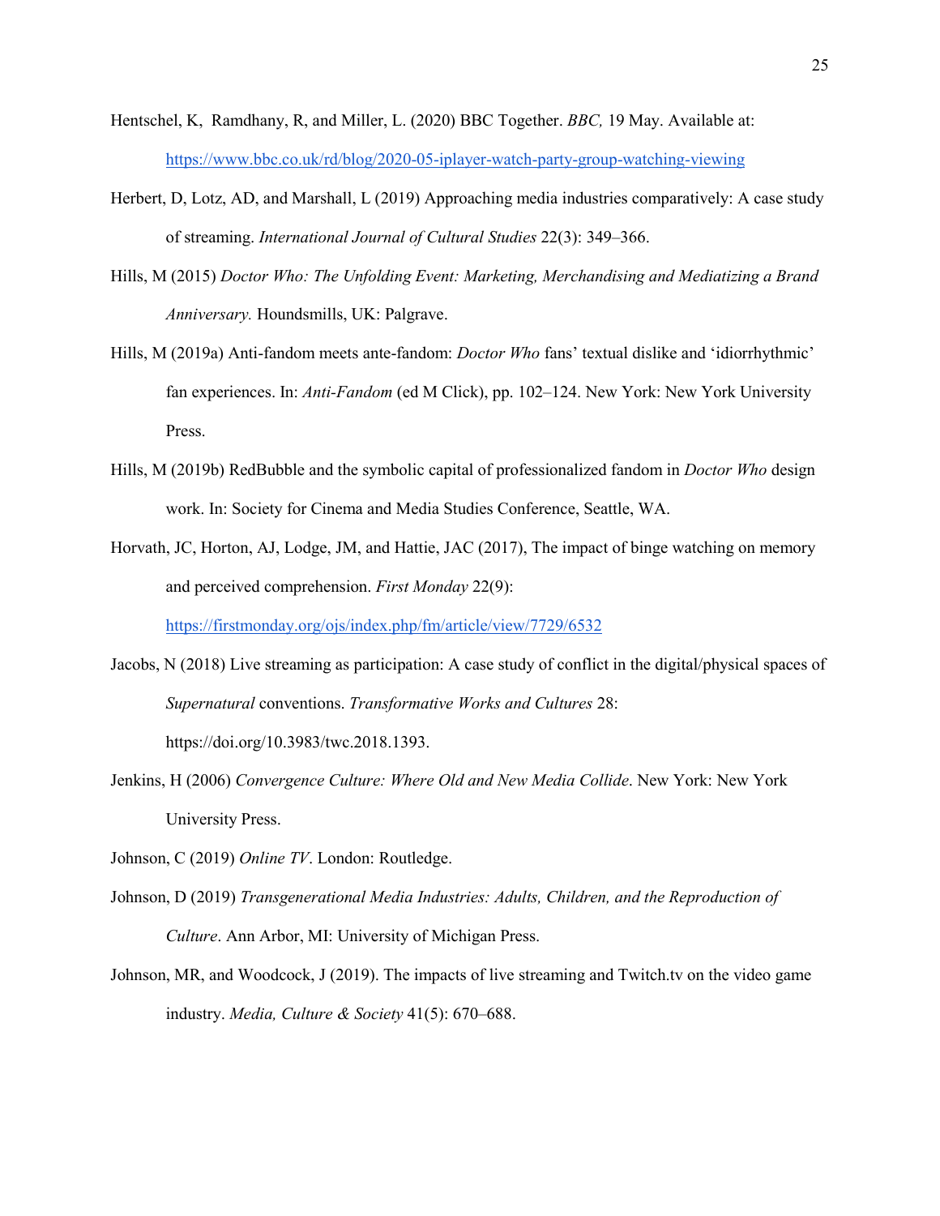Hentschel, K, Ramdhany, R, and Miller, L. (2020) BBC Together. *BBC,* 19 May. Available at: https://www.bbc.co.uk/rd/blog/2020-05-iplayer-watch-party-group-watching-viewing

Herbert, D, Lotz, AD, and Marshall, L (2019) Approaching media industries comparatively: A case study of streaming. *International Journal of Cultural Studies* 22(3): 349–366.

Hills, M (2015) *Doctor Who: The Unfolding Event: Marketing, Merchandising and Mediatizing a Brand Anniversary.* Houndsmills, UK: Palgrave.

Hills, M (2019a) Anti-fandom meets ante-fandom: *Doctor Who* fans' textual dislike and 'idiorrhythmic' fan experiences. In: *Anti-Fandom* (ed M Click), pp. 102–124. New York: New York University Press.

Hills, M (2019b) RedBubble and the symbolic capital of professionalized fandom in *Doctor Who* design work. In: Society for Cinema and Media Studies Conference, Seattle, WA.

Horvath, JC, Horton, AJ, Lodge, JM, and Hattie, JAC (2017), The impact of binge watching on memory and perceived comprehension. *First Monday* 22(9): https://firstmonday.org/ojs/index.php/fm/article/view/7729/6532

Jacobs, N (2018) Live streaming as participation: A case study of conflict in the digital/physical spaces of *Supernatural* conventions. *Transformative Works and Cultures* 28: https://doi.org/10.3983/twc.2018.1393.

Jenkins, H (2006) *Convergence Culture: Where Old and New Media Collide*. New York: New York University Press.

Johnson, C (2019) *Online TV*. London: Routledge.

Johnson, D (2019) *Transgenerational Media Industries: Adults, Children, and the Reproduction of Culture*. Ann Arbor, MI: University of Michigan Press.

Johnson, MR, and Woodcock, J (2019). The impacts of live streaming and Twitch.tv on the video game industry. *Media, Culture & Society* 41(5): 670–688.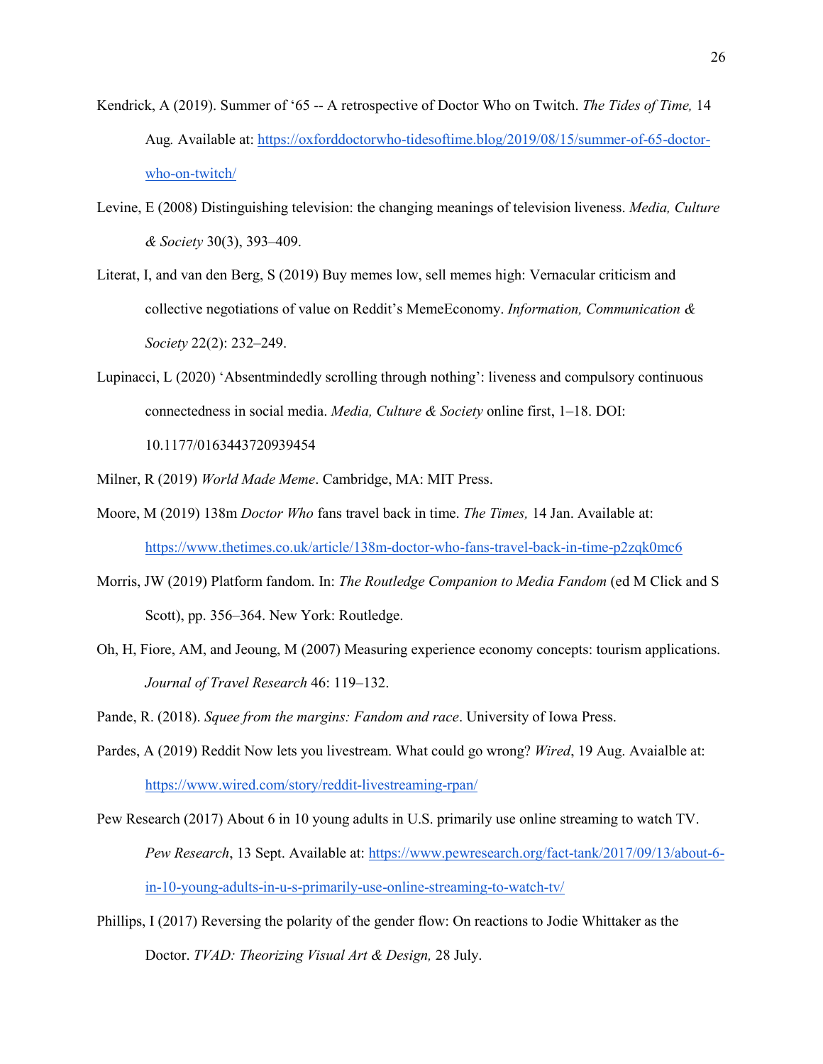Kendrick, A (2019). Summer of '65 -- A retrospective of Doctor Who on Twitch. *The Tides of Time,* 14 Aug*.* Available at: https://oxforddoctorwho-tidesoftime.blog/2019/08/15/summer-of-65-doctor-who-on-twitch/

Levine, E (2008) Distinguishing television: the changing meanings of television liveness. *Media, Culture & Society* 30(3), 393–409.

Literat, I, and van den Berg, S (2019) Buy memes low, sell memes high: Vernacular criticism and collective negotiations of value on Reddit's MemeEconomy. *Information, Communication & Society* 22(2): 232–249.

Lupinacci, L (2020) 'Absentmindedly scrolling through nothing': liveness and compulsory continuous connectedness in social media. *Media, Culture & Society* online first, 1–18. DOI: 10.1177/0163443720939454

Milner, R (2019) *World Made Meme*. Cambridge, MA: MIT Press.

Moore, M (2019) 138m *Doctor Who* fans travel back in time. *The Times,* 14 Jan. Available at: https://www.thetimes.co.uk/article/138m-doctor-who-fans-travel-back-in-time-p2zqk0mc6

Morris, JW (2019) Platform fandom. In: *The Routledge Companion to Media Fandom* (ed M Click and S Scott), pp. 356–364. New York: Routledge.

Oh, H, Fiore, AM, and Jeoung, M (2007) Measuring experience economy concepts: tourism applications. *Journal of Travel Research* 46: 119–132.

Pande, R. (2018). *Squee from the margins: Fandom and race*. University of Iowa Press.

Pardes, A (2019) Reddit Now lets you livestream. What could go wrong? *Wired*, 19 Aug. Avaialble at: https://www.wired.com/story/reddit-livestreaming-rpan/

Pew Research (2017) About 6 in 10 young adults in U.S. primarily use online streaming to watch TV. *Pew Research*, 13 Sept. Available at: https://www.pewresearch.org/fact-tank/2017/09/13/about-6-in-10-young-adults-in-u-s-primarily-use-online-streaming-to-watch-tv/

Phillips, I (2017) Reversing the polarity of the gender flow: On reactions to Jodie Whittaker as the Doctor. *TVAD: Theorizing Visual Art & Design,* 28 July.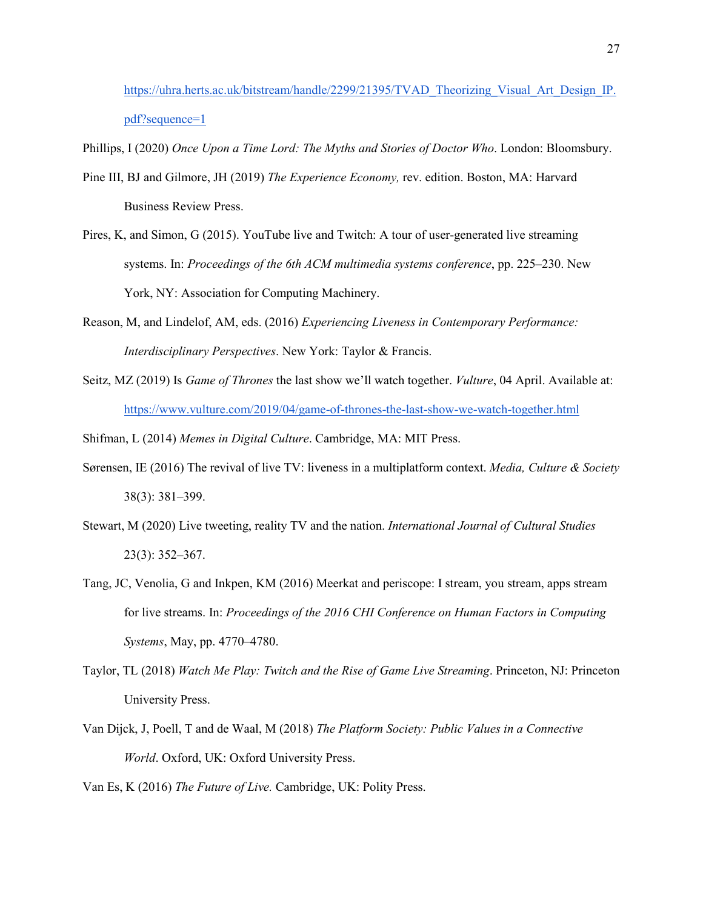https://uhra.herts.ac.uk/bitstream/handle/2299/21395/TVAD_Theorizing_Visual_Art_Design_IP.pdf?sequence=1

Phillips, I (2020) *Once Upon a Time Lord: The Myths and Stories of Doctor Who*. London: Bloomsbury.

Pine III, BJ and Gilmore, JH (2019) *The Experience Economy,* rev. edition. Boston, MA: Harvard Business Review Press.

Pires, K, and Simon, G (2015). YouTube live and Twitch: A tour of user-generated live streaming systems. In: *Proceedings of the 6th ACM multimedia systems conference*, pp. 225–230. New York, NY: Association for Computing Machinery.

Reason, M, and Lindelof, AM, eds. (2016) *Experiencing Liveness in Contemporary Performance: Interdisciplinary Perspectives*. New York: Taylor & Francis.

Seitz, MZ (2019) Is *Game of Thrones* the last show we'll watch together. *Vulture*, 04 April. Available at: https://www.vulture.com/2019/04/game-of-thrones-the-last-show-we-watch-together.html

Shifman, L (2014) *Memes in Digital Culture*. Cambridge, MA: MIT Press.

Sørensen, IE (2016) The revival of live TV: liveness in a multiplatform context. *Media, Culture & Society* 38(3): 381–399.

Stewart, M (2020) Live tweeting, reality TV and the nation. *International Journal of Cultural Studies* 23(3): 352–367.

Tang, JC, Venolia, G and Inkpen, KM (2016) Meerkat and periscope: I stream, you stream, apps stream for live streams. In: *Proceedings of the 2016 CHI Conference on Human Factors in Computing Systems*, May, pp. 4770–4780.

Taylor, TL (2018) *Watch Me Play: Twitch and the Rise of Game Live Streaming*. Princeton, NJ: Princeton University Press.

Van Dijck, J, Poell, T and de Waal, M (2018) *The Platform Society: Public Values in a Connective World*. Oxford, UK: Oxford University Press.

Van Es, K (2016) *The Future of Live.* Cambridge, UK: Polity Press.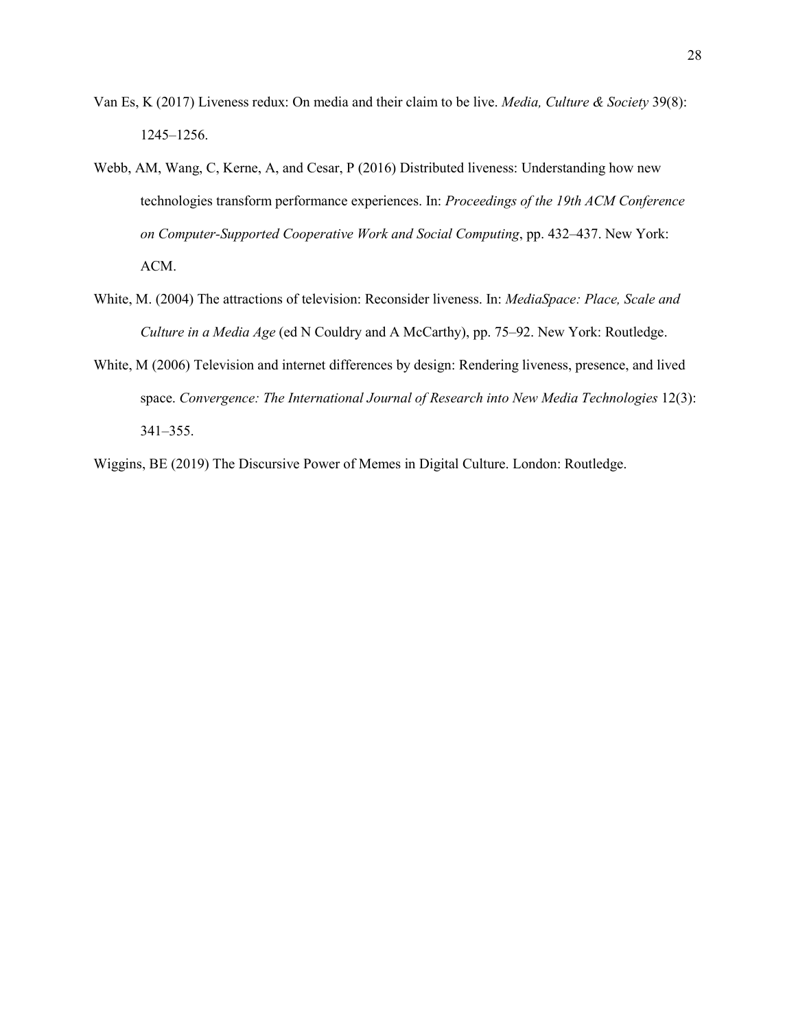Van Es, K (2017) Liveness redux: On media and their claim to be live. *Media, Culture & Society* 39(8): 1245–1256.

Webb, AM, Wang, C, Kerne, A, and Cesar, P (2016) Distributed liveness: Understanding how new technologies transform performance experiences. In: *Proceedings of the 19th ACM Conference on Computer-Supported Cooperative Work and Social Computing*, pp. 432–437. New York: ACM.

White, M. (2004) The attractions of television: Reconsider liveness. In: *MediaSpace: Place, Scale and Culture in a Media Age* (ed N Couldry and A McCarthy), pp. 75–92. New York: Routledge.

White, M (2006) Television and internet differences by design: Rendering liveness, presence, and lived space. *Convergence: The International Journal of Research into New Media Technologies* 12(3): 341–355.

Wiggins, BE (2019) The Discursive Power of Memes in Digital Culture. London: Routledge.